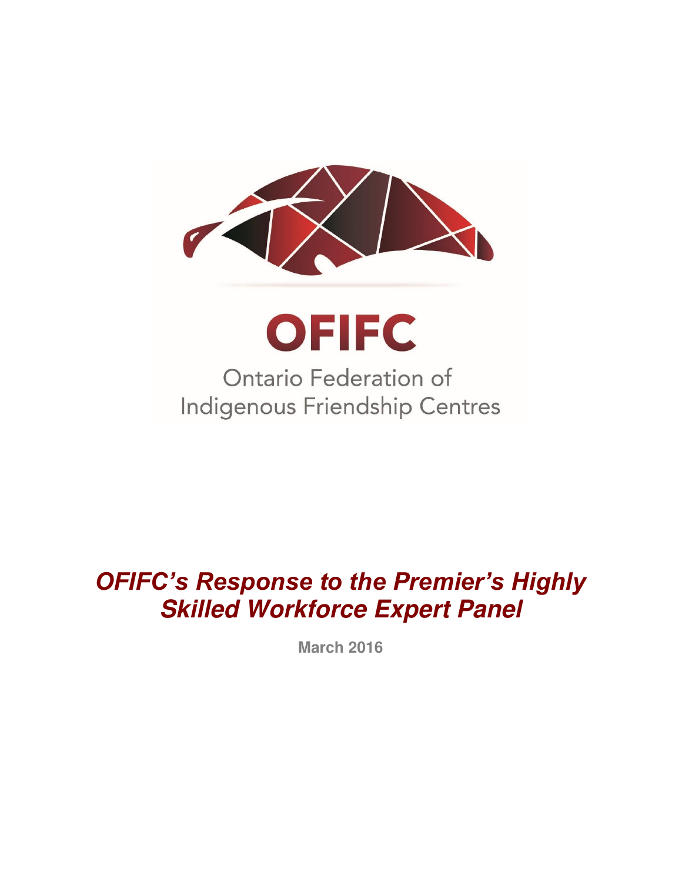OFIFC

Ontario Federation of Indigenous Friendship Centres

# *OFIFC's Response to the Premier's Highly Skilled Workforce Expert Panel*

**March 2016**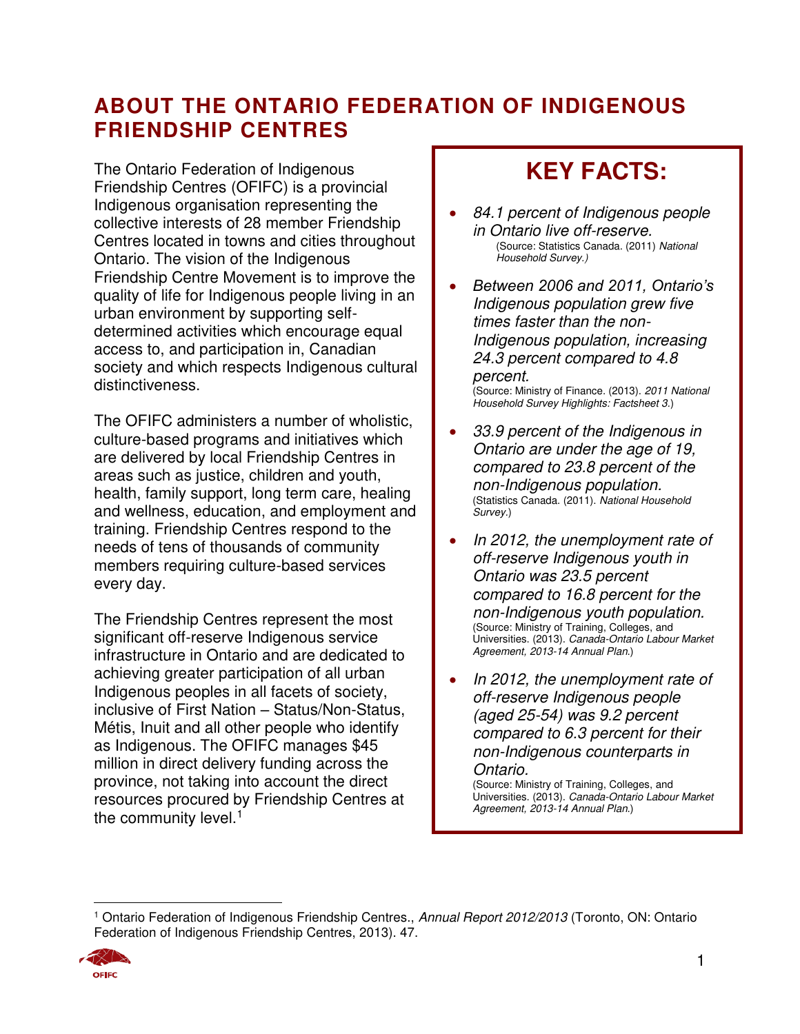# ABOUT THE ONTARIO FEDERATION OF INDIGENOUS FRIENDSHIP CENTRES

The Ontario Federation of Indigenous Friendship Centres (OFIFC) is a provincial Indigenous organisation representing the collective interests of 28 member Friendship Centres located in towns and cities throughout Ontario. The vision of the Indigenous Friendship Centre Movement is to improve the quality of life for Indigenous people living in an urban environment by supporting self-determined activities which encourage equal access to, and participation in, Canadian society and which respects Indigenous cultural distinctiveness.

The OFIFC administers a number of wholistic, culture-based programs and initiatives which are delivered by local Friendship Centres in areas such as justice, children and youth, health, family support, long term care, healing and wellness, education, and employment and training. Friendship Centres respond to the needs of tens of thousands of community members requiring culture-based services every day.

The Friendship Centres represent the most significant off-reserve Indigenous service infrastructure in Ontario and are dedicated to achieving greater participation of all urban Indigenous peoples in all facets of society, inclusive of First Nation – Status/Non-Status, Métis, Inuit and all other people who identify as Indigenous. The OFIFC manages $45 million in direct delivery funding across the province, not taking into account the direct resources procured by Friendship Centres at the community level.[1]

## KEY FACTS:

- *84.1 percent of Indigenous people in Ontario live off-reserve.*
  (Source: Statistics Canada. (2011) *National Household Survey.)*
- *Between 2006 and 2011, Ontario's Indigenous population grew five times faster than the non-Indigenous population, increasing 24.3 percent compared to 4.8 percent.*
  (Source: Ministry of Finance. (2013). *2011 National Household Survey Highlights: Factsheet 3.*)
- *33.9 percent of the Indigenous in Ontario are under the age of 19, compared to 23.8 percent of the non-Indigenous population.*
  (Statistics Canada. (2011). *National Household Survey.*)
- *In 2012, the unemployment rate of off-reserve Indigenous youth in Ontario was 23.5 percent compared to 16.8 percent for the non-Indigenous youth population.*
  (Source: Ministry of Training, Colleges, and Universities. (2013). *Canada-Ontario Labour Market Agreement, 2013-14 Annual Plan.*)
- *In 2012, the unemployment rate of off-reserve Indigenous people (aged 25-54) was 9.2 percent compared to 6.3 percent for their non-Indigenous counterparts in Ontario.*
  (Source: Ministry of Training, Colleges, and Universities. (2013). *Canada-Ontario Labour Market Agreement, 2013-14 Annual Plan.*)

[1] Ontario Federation of Indigenous Friendship Centres., *Annual Report 2012/2013* (Toronto, ON: Ontario Federation of Indigenous Friendship Centres, 2013). 47.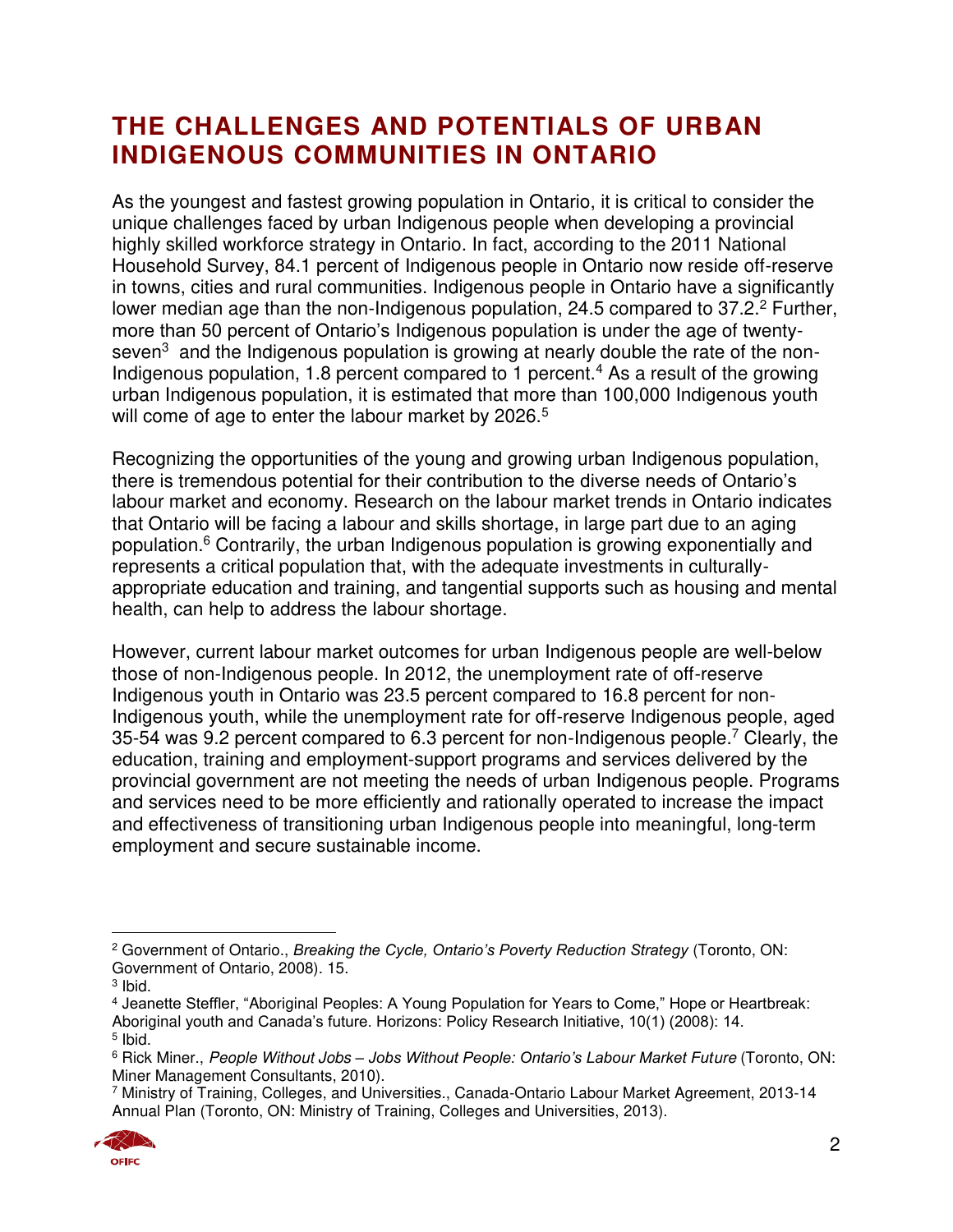## THE CHALLENGES AND POTENTIALS OF URBAN INDIGENOUS COMMUNITIES IN ONTARIO

As the youngest and fastest growing population in Ontario, it is critical to consider the unique challenges faced by urban Indigenous people when developing a provincial highly skilled workforce strategy in Ontario. In fact, according to the 2011 National Household Survey, 84.1 percent of Indigenous people in Ontario now reside off-reserve in towns, cities and rural communities. Indigenous people in Ontario have a significantly lower median age than the non-Indigenous population, 24.5 compared to 37.2.[2] Further, more than 50 percent of Ontario's Indigenous population is under the age of twenty-seven[3] and the Indigenous population is growing at nearly double the rate of the non-Indigenous population, 1.8 percent compared to 1 percent.[4] As a result of the growing urban Indigenous population, it is estimated that more than 100,000 Indigenous youth will come of age to enter the labour market by 2026.[5]

Recognizing the opportunities of the young and growing urban Indigenous population, there is tremendous potential for their contribution to the diverse needs of Ontario's labour market and economy. Research on the labour market trends in Ontario indicates that Ontario will be facing a labour and skills shortage, in large part due to an aging population.[6] Contrarily, the urban Indigenous population is growing exponentially and represents a critical population that, with the adequate investments in culturally-appropriate education and training, and tangential supports such as housing and mental health, can help to address the labour shortage.

However, current labour market outcomes for urban Indigenous people are well-below those of non-Indigenous people. In 2012, the unemployment rate of off-reserve Indigenous youth in Ontario was 23.5 percent compared to 16.8 percent for non-Indigenous youth, while the unemployment rate for off-reserve Indigenous people, aged 35-54 was 9.2 percent compared to 6.3 percent for non-Indigenous people.[7] Clearly, the education, training and employment-support programs and services delivered by the provincial government are not meeting the needs of urban Indigenous people. Programs and services need to be more efficiently and rationally operated to increase the impact and effectiveness of transitioning urban Indigenous people into meaningful, long-term employment and secure sustainable income.

---

[2] Government of Ontario., *Breaking the Cycle, Ontario's Poverty Reduction Strategy* (Toronto, ON: Government of Ontario, 2008). 15.

[3] Ibid.

[4] Jeanette Steffler, "Aboriginal Peoples: A Young Population for Years to Come," Hope or Heartbreak: Aboriginal youth and Canada's future. Horizons: Policy Research Initiative, 10(1) (2008): 14.

[5] Ibid.

[6] Rick Miner., *People Without Jobs – Jobs Without People: Ontario's Labour Market Future* (Toronto, ON: Miner Management Consultants, 2010).

[7] Ministry of Training, Colleges, and Universities., Canada-Ontario Labour Market Agreement, 2013-14 Annual Plan (Toronto, ON: Ministry of Training, Colleges and Universities, 2013).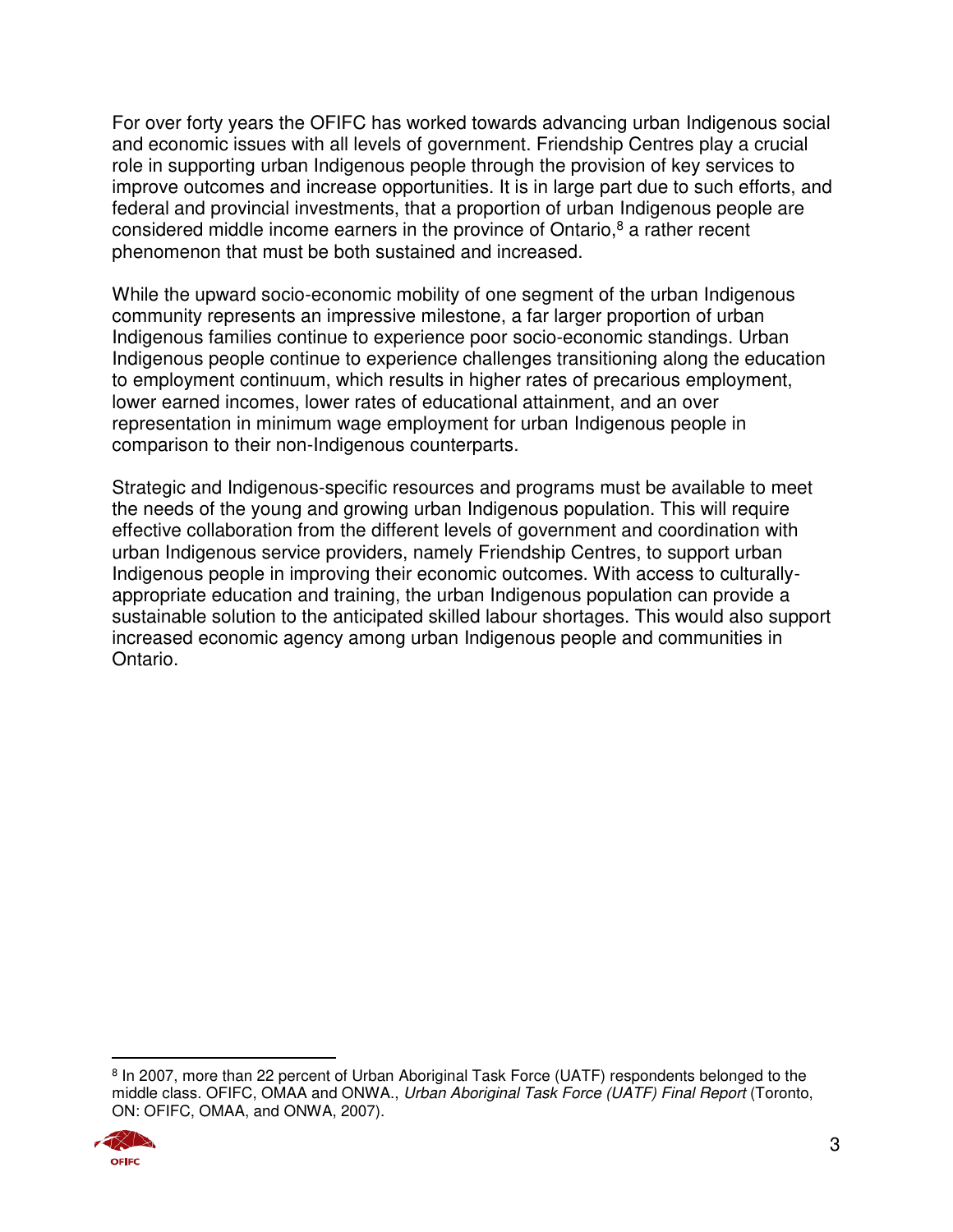For over forty years the OFIFC has worked towards advancing urban Indigenous social and economic issues with all levels of government. Friendship Centres play a crucial role in supporting urban Indigenous people through the provision of key services to improve outcomes and increase opportunities. It is in large part due to such efforts, and federal and provincial investments, that a proportion of urban Indigenous people are considered middle income earners in the province of Ontario,[8] a rather recent phenomenon that must be both sustained and increased.

While the upward socio-economic mobility of one segment of the urban Indigenous community represents an impressive milestone, a far larger proportion of urban Indigenous families continue to experience poor socio-economic standings. Urban Indigenous people continue to experience challenges transitioning along the education to employment continuum, which results in higher rates of precarious employment, lower earned incomes, lower rates of educational attainment, and an over representation in minimum wage employment for urban Indigenous people in comparison to their non-Indigenous counterparts.

Strategic and Indigenous-specific resources and programs must be available to meet the needs of the young and growing urban Indigenous population. This will require effective collaboration from the different levels of government and coordination with urban Indigenous service providers, namely Friendship Centres, to support urban Indigenous people in improving their economic outcomes. With access to culturally-appropriate education and training, the urban Indigenous population can provide a sustainable solution to the anticipated skilled labour shortages. This would also support increased economic agency among urban Indigenous people and communities in Ontario.

---

[8] In 2007, more than 22 percent of Urban Aboriginal Task Force (UATF) respondents belonged to the middle class. OFIFC, OMAA and ONWA., *Urban Aboriginal Task Force (UATF) Final Report* (Toronto, ON: OFIFC, OMAA, and ONWA, 2007).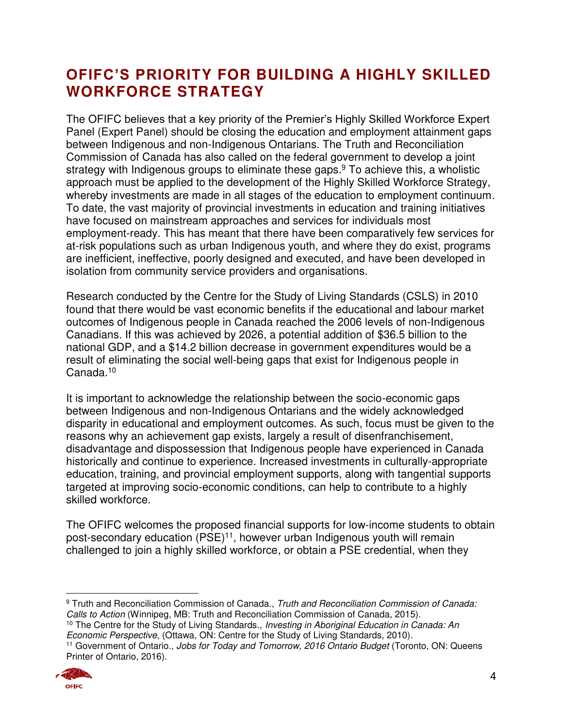# OFIFC'S PRIORITY FOR BUILDING A HIGHLY SKILLED WORKFORCE STRATEGY

The OFIFC believes that a key priority of the Premier's Highly Skilled Workforce Expert Panel (Expert Panel) should be closing the education and employment attainment gaps between Indigenous and non-Indigenous Ontarians. The Truth and Reconciliation Commission of Canada has also called on the federal government to develop a joint strategy with Indigenous groups to eliminate these gaps.[9] To achieve this, a wholistic approach must be applied to the development of the Highly Skilled Workforce Strategy, whereby investments are made in all stages of the education to employment continuum. To date, the vast majority of provincial investments in education and training initiatives have focused on mainstream approaches and services for individuals most employment-ready. This has meant that there have been comparatively few services for at-risk populations such as urban Indigenous youth, and where they do exist, programs are inefficient, ineffective, poorly designed and executed, and have been developed in isolation from community service providers and organisations.

Research conducted by the Centre for the Study of Living Standards (CSLS) in 2010 found that there would be vast economic benefits if the educational and labour market outcomes of Indigenous people in Canada reached the 2006 levels of non-Indigenous Canadians. If this was achieved by 2026, a potential addition of $36.5 billion to the national GDP, and a $14.2 billion decrease in government expenditures would be a result of eliminating the social well-being gaps that exist for Indigenous people in Canada.[10]

It is important to acknowledge the relationship between the socio-economic gaps between Indigenous and non-Indigenous Ontarians and the widely acknowledged disparity in educational and employment outcomes. As such, focus must be given to the reasons why an achievement gap exists, largely a result of disenfranchisement, disadvantage and dispossession that Indigenous people have experienced in Canada historically and continue to experience. Increased investments in culturally-appropriate education, training, and provincial employment supports, along with tangential supports targeted at improving socio-economic conditions, can help to contribute to a highly skilled workforce.

The OFIFC welcomes the proposed financial supports for low-income students to obtain post-secondary education (PSE)[11], however urban Indigenous youth will remain challenged to join a highly skilled workforce, or obtain a PSE credential, when they

---

[9] Truth and Reconciliation Commission of Canada., *Truth and Reconciliation Commission of Canada: Calls to Action* (Winnipeg, MB: Truth and Reconciliation Commission of Canada, 2015).

[10] The Centre for the Study of Living Standards., *Investing in Aboriginal Education in Canada: An Economic Perspective*, (Ottawa, ON: Centre for the Study of Living Standards, 2010).

[11] Government of Ontario., *Jobs for Today and Tomorrow, 2016 Ontario Budget* (Toronto, ON: Queens Printer of Ontario, 2016).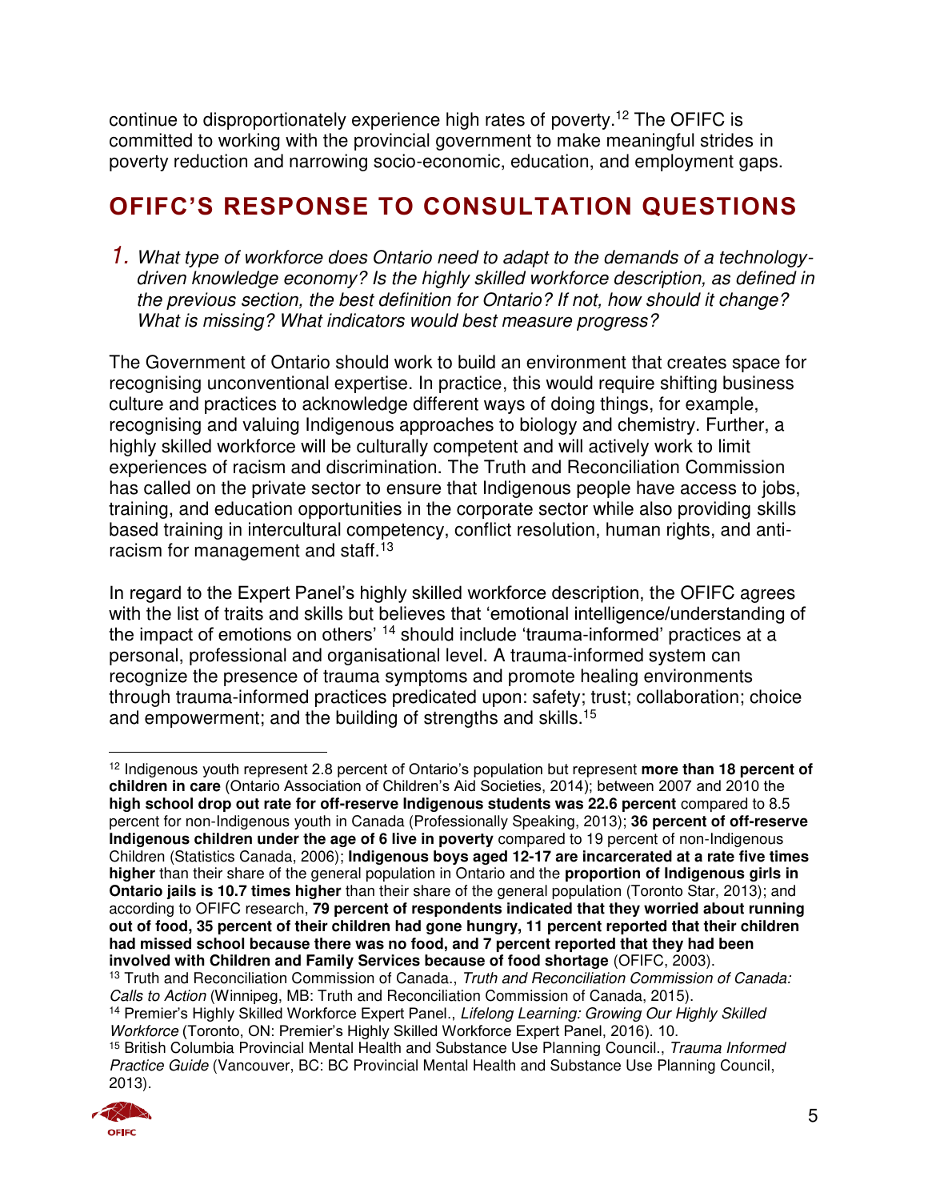continue to disproportionately experience high rates of poverty.[12] The OFIFC is committed to working with the provincial government to make meaningful strides in poverty reduction and narrowing socio-economic, education, and employment gaps.

## OFIFC'S RESPONSE TO CONSULTATION QUESTIONS

1. *What type of workforce does Ontario need to adapt to the demands of a technology-driven knowledge economy? Is the highly skilled workforce description, as defined in the previous section, the best definition for Ontario? If not, how should it change? What is missing? What indicators would best measure progress?*

The Government of Ontario should work to build an environment that creates space for recognising unconventional expertise. In practice, this would require shifting business culture and practices to acknowledge different ways of doing things, for example, recognising and valuing Indigenous approaches to biology and chemistry. Further, a highly skilled workforce will be culturally competent and will actively work to limit experiences of racism and discrimination. The Truth and Reconciliation Commission has called on the private sector to ensure that Indigenous people have access to jobs, training, and education opportunities in the corporate sector while also providing skills based training in intercultural competency, conflict resolution, human rights, and anti-racism for management and staff.[13]

In regard to the Expert Panel's highly skilled workforce description, the OFIFC agrees with the list of traits and skills but believes that 'emotional intelligence/understanding of the impact of emotions on others' [14] should include 'trauma-informed' practices at a personal, professional and organisational level. A trauma-informed system can recognize the presence of trauma symptoms and promote healing environments through trauma-informed practices predicated upon: safety; trust; collaboration; choice and empowerment; and the building of strengths and skills.[15]

---

[12] Indigenous youth represent 2.8 percent of Ontario's population but represent **more than 18 percent of children in care** (Ontario Association of Children's Aid Societies, 2014); between 2007 and 2010 the **high school drop out rate for off-reserve Indigenous students was 22.6 percent** compared to 8.5 percent for non-Indigenous youth in Canada (Professionally Speaking, 2013); **36 percent of off-reserve Indigenous children under the age of 6 live in poverty** compared to 19 percent of non-Indigenous Children (Statistics Canada, 2006); **Indigenous boys aged 12-17 are incarcerated at a rate five times higher** than their share of the general population in Ontario and the **proportion of Indigenous girls in Ontario jails is 10.7 times higher** than their share of the general population (Toronto Star, 2013); and according to OFIFC research, **79 percent of respondents indicated that they worried about running out of food, 35 percent of their children had gone hungry, 11 percent reported that their children had missed school because there was no food, and 7 percent reported that they had been involved with Children and Family Services because of food shortage** (OFIFC, 2003).

[13] Truth and Reconciliation Commission of Canada., *Truth and Reconciliation Commission of Canada: Calls to Action* (Winnipeg, MB: Truth and Reconciliation Commission of Canada, 2015).

[14] Premier's Highly Skilled Workforce Expert Panel., *Lifelong Learning: Growing Our Highly Skilled Workforce* (Toronto, ON: Premier's Highly Skilled Workforce Expert Panel, 2016). 10.

[15] British Columbia Provincial Mental Health and Substance Use Planning Council., *Trauma Informed Practice Guide* (Vancouver, BC: BC Provincial Mental Health and Substance Use Planning Council, 2013).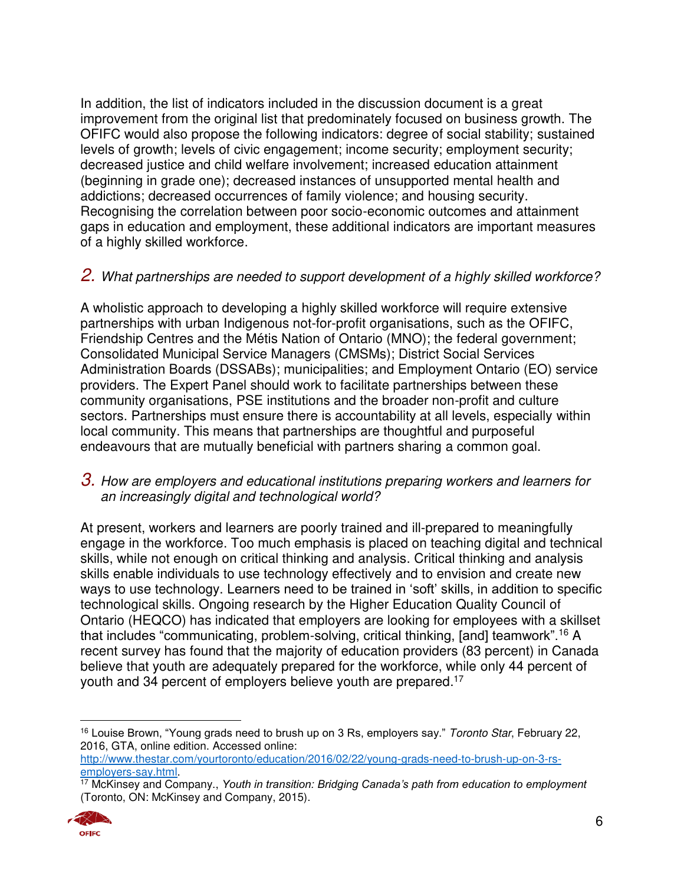In addition, the list of indicators included in the discussion document is a great improvement from the original list that predominately focused on business growth. The OFIFC would also propose the following indicators: degree of social stability; sustained levels of growth; levels of civic engagement; income security; employment security; decreased justice and child welfare involvement; increased education attainment (beginning in grade one); decreased instances of unsupported mental health and addictions; decreased occurrences of family violence; and housing security. Recognising the correlation between poor socio-economic outcomes and attainment gaps in education and employment, these additional indicators are important measures of a highly skilled workforce.

### 2. *What partnerships are needed to support development of a highly skilled workforce?*

A wholistic approach to developing a highly skilled workforce will require extensive partnerships with urban Indigenous not-for-profit organisations, such as the OFIFC, Friendship Centres and the Métis Nation of Ontario (MNO); the federal government; Consolidated Municipal Service Managers (CMSMs); District Social Services Administration Boards (DSSABs); municipalities; and Employment Ontario (EO) service providers. The Expert Panel should work to facilitate partnerships between these community organisations, PSE institutions and the broader non-profit and culture sectors. Partnerships must ensure there is accountability at all levels, especially within local community. This means that partnerships are thoughtful and purposeful endeavours that are mutually beneficial with partners sharing a common goal.

### 3. *How are employers and educational institutions preparing workers and learners for an increasingly digital and technological world?*

At present, workers and learners are poorly trained and ill-prepared to meaningfully engage in the workforce. Too much emphasis is placed on teaching digital and technical skills, while not enough on critical thinking and analysis. Critical thinking and analysis skills enable individuals to use technology effectively and to envision and create new ways to use technology. Learners need to be trained in 'soft' skills, in addition to specific technological skills. Ongoing research by the Higher Education Quality Council of Ontario (HEQCO) has indicated that employers are looking for employees with a skillset that includes "communicating, problem-solving, critical thinking, [and] teamwork".[16] A recent survey has found that the majority of education providers (83 percent) in Canada believe that youth are adequately prepared for the workforce, while only 44 percent of youth and 34 percent of employers believe youth are prepared.[17]

---

[16] Louise Brown, "Young grads need to brush up on 3 Rs, employers say." *Toronto Star*, February 22, 2016, GTA, online edition. Accessed online: http://www.thestar.com/yourtoronto/education/2016/02/22/young-grads-need-to-brush-up-on-3-rs-employers-say.html.

[17] McKinsey and Company., *Youth in transition: Bridging Canada's path from education to employment* (Toronto, ON: McKinsey and Company, 2015).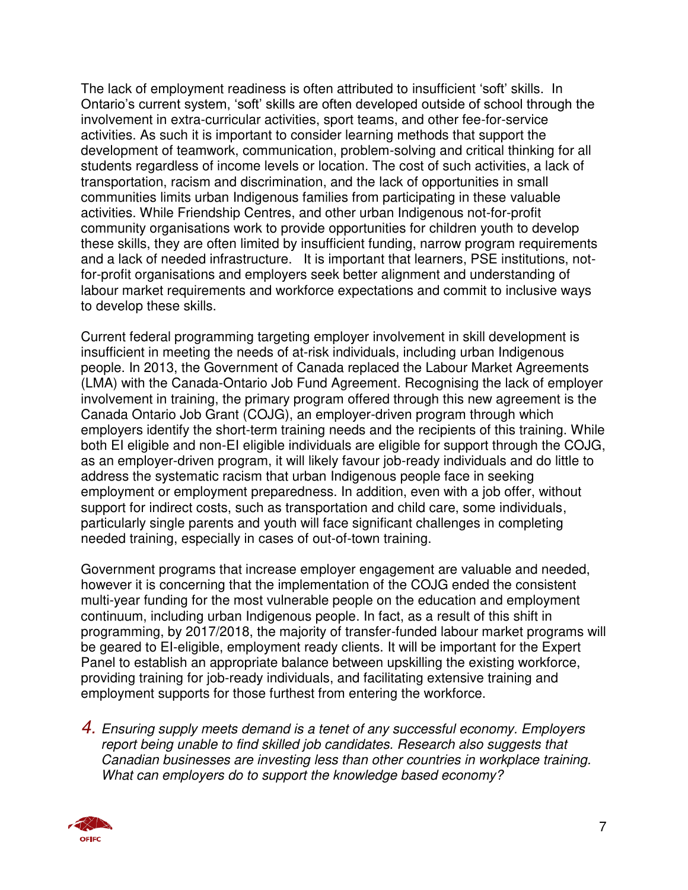The lack of employment readiness is often attributed to insufficient 'soft' skills. In Ontario's current system, 'soft' skills are often developed outside of school through the involvement in extra-curricular activities, sport teams, and other fee-for-service activities. As such it is important to consider learning methods that support the development of teamwork, communication, problem-solving and critical thinking for all students regardless of income levels or location. The cost of such activities, a lack of transportation, racism and discrimination, and the lack of opportunities in small communities limits urban Indigenous families from participating in these valuable activities. While Friendship Centres, and other urban Indigenous not-for-profit community organisations work to provide opportunities for children youth to develop these skills, they are often limited by insufficient funding, narrow program requirements and a lack of needed infrastructure. It is important that learners, PSE institutions, not-for-profit organisations and employers seek better alignment and understanding of labour market requirements and workforce expectations and commit to inclusive ways to develop these skills.

Current federal programming targeting employer involvement in skill development is insufficient in meeting the needs of at-risk individuals, including urban Indigenous people. In 2013, the Government of Canada replaced the Labour Market Agreements (LMA) with the Canada-Ontario Job Fund Agreement. Recognising the lack of employer involvement in training, the primary program offered through this new agreement is the Canada Ontario Job Grant (COJG), an employer-driven program through which employers identify the short-term training needs and the recipients of this training. While both EI eligible and non-EI eligible individuals are eligible for support through the COJG, as an employer-driven program, it will likely favour job-ready individuals and do little to address the systematic racism that urban Indigenous people face in seeking employment or employment preparedness. In addition, even with a job offer, without support for indirect costs, such as transportation and child care, some individuals, particularly single parents and youth will face significant challenges in completing needed training, especially in cases of out-of-town training.

Government programs that increase employer engagement are valuable and needed, however it is concerning that the implementation of the COJG ended the consistent multi-year funding for the most vulnerable people on the education and employment continuum, including urban Indigenous people. In fact, as a result of this shift in programming, by 2017/2018, the majority of transfer-funded labour market programs will be geared to EI-eligible, employment ready clients. It will be important for the Expert Panel to establish an appropriate balance between upskilling the existing workforce, providing training for job-ready individuals, and facilitating extensive training and employment supports for those furthest from entering the workforce.

4. *Ensuring supply meets demand is a tenet of any successful economy. Employers report being unable to find skilled job candidates. Research also suggests that Canadian businesses are investing less than other countries in workplace training. What can employers do to support the knowledge based economy?*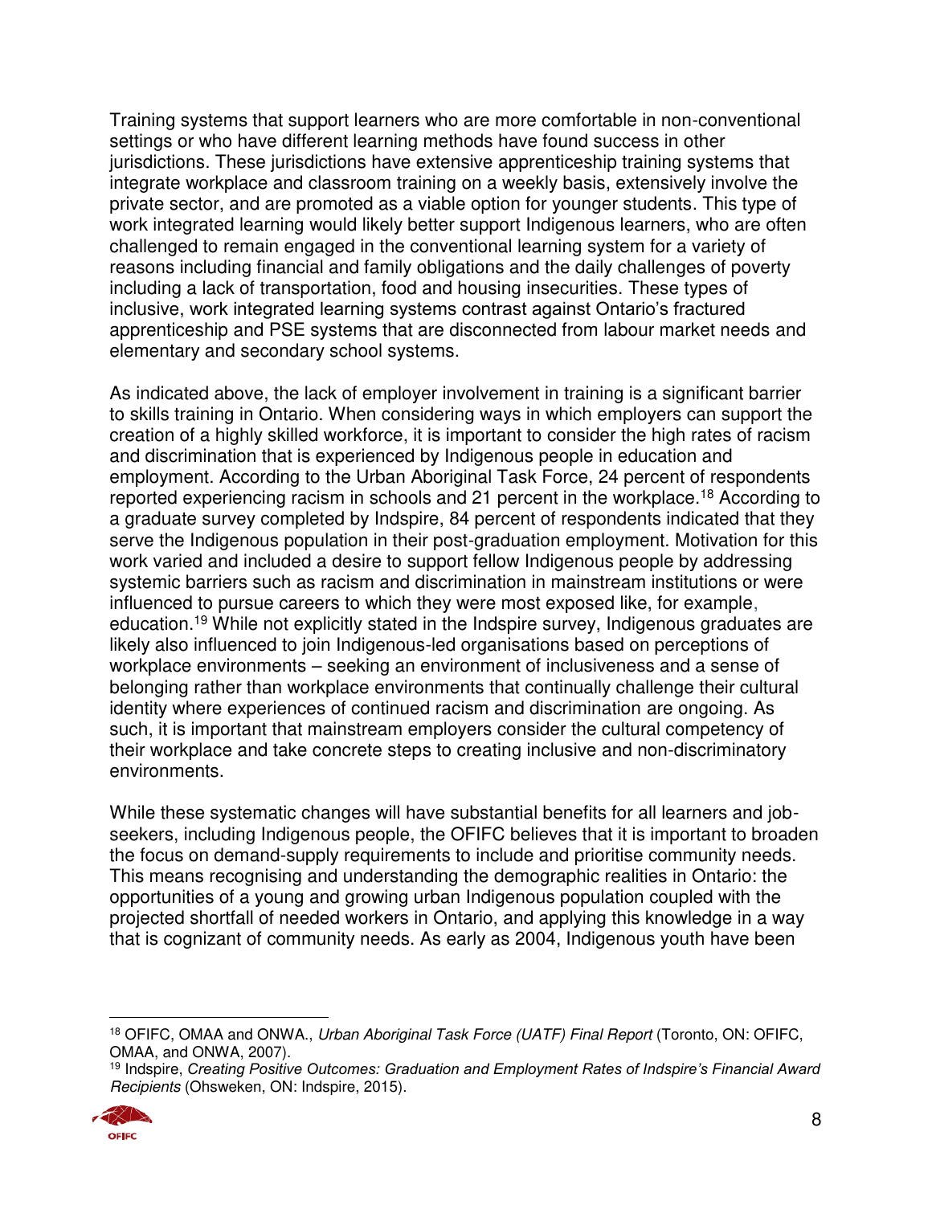Training systems that support learners who are more comfortable in non-conventional settings or who have different learning methods have found success in other jurisdictions. These jurisdictions have extensive apprenticeship training systems that integrate workplace and classroom training on a weekly basis, extensively involve the private sector, and are promoted as a viable option for younger students. This type of work integrated learning would likely better support Indigenous learners, who are often challenged to remain engaged in the conventional learning system for a variety of reasons including financial and family obligations and the daily challenges of poverty including a lack of transportation, food and housing insecurities. These types of inclusive, work integrated learning systems contrast against Ontario's fractured apprenticeship and PSE systems that are disconnected from labour market needs and elementary and secondary school systems.

As indicated above, the lack of employer involvement in training is a significant barrier to skills training in Ontario. When considering ways in which employers can support the creation of a highly skilled workforce, it is important to consider the high rates of racism and discrimination that is experienced by Indigenous people in education and employment. According to the Urban Aboriginal Task Force, 24 percent of respondents reported experiencing racism in schools and 21 percent in the workplace.[18] According to a graduate survey completed by Indspire, 84 percent of respondents indicated that they serve the Indigenous population in their post-graduation employment. Motivation for this work varied and included a desire to support fellow Indigenous people by addressing systemic barriers such as racism and discrimination in mainstream institutions or were influenced to pursue careers to which they were most exposed like, for example, education.[19] While not explicitly stated in the Indspire survey, Indigenous graduates are likely also influenced to join Indigenous-led organisations based on perceptions of workplace environments – seeking an environment of inclusiveness and a sense of belonging rather than workplace environments that continually challenge their cultural identity where experiences of continued racism and discrimination are ongoing. As such, it is important that mainstream employers consider the cultural competency of their workplace and take concrete steps to creating inclusive and non-discriminatory environments.

While these systematic changes will have substantial benefits for all learners and job-seekers, including Indigenous people, the OFIFC believes that it is important to broaden the focus on demand-supply requirements to include and prioritise community needs. This means recognising and understanding the demographic realities in Ontario: the opportunities of a young and growing urban Indigenous population coupled with the projected shortfall of needed workers in Ontario, and applying this knowledge in a way that is cognizant of community needs. As early as 2004, Indigenous youth have been

---

[18] OFIFC, OMAA and ONWA., *Urban Aboriginal Task Force (UATF) Final Report* (Toronto, ON: OFIFC, OMAA, and ONWA, 2007).

[19] Indspire, *Creating Positive Outcomes: Graduation and Employment Rates of Indspire's Financial Award Recipients* (Ohsweken, ON: Indspire, 2015).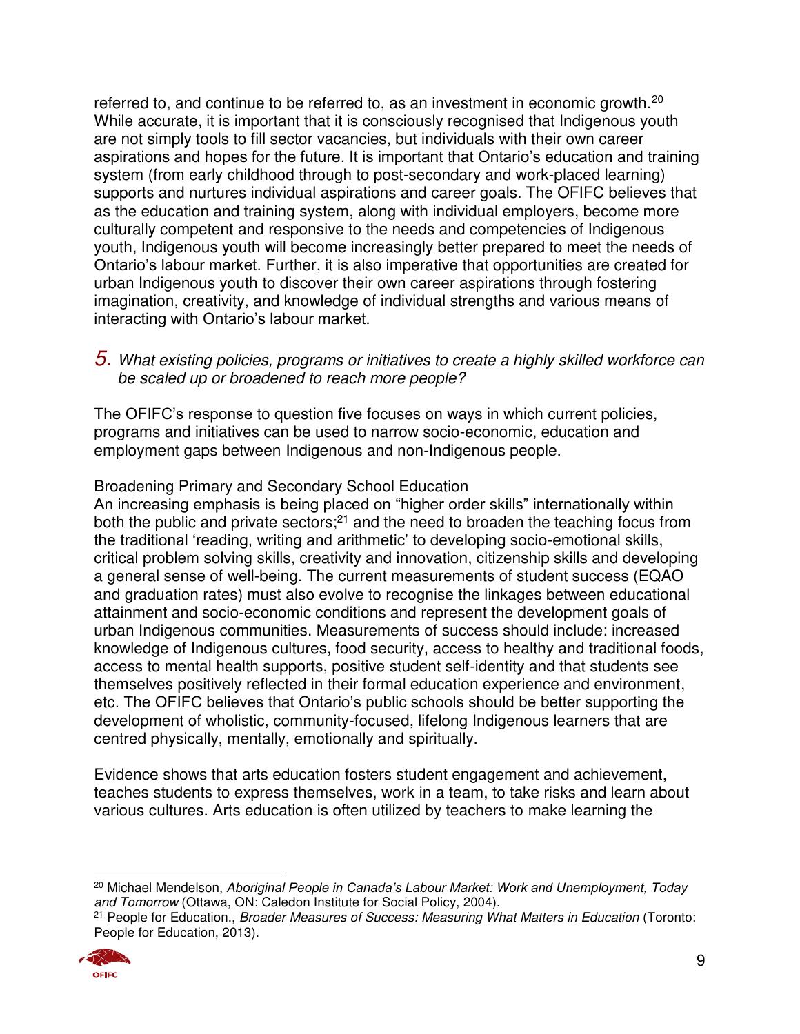referred to, and continue to be referred to, as an investment in economic growth.[20] While accurate, it is important that it is consciously recognised that Indigenous youth are not simply tools to fill sector vacancies, but individuals with their own career aspirations and hopes for the future. It is important that Ontario's education and training system (from early childhood through to post-secondary and work-placed learning) supports and nurtures individual aspirations and career goals. The OFIFC believes that as the education and training system, along with individual employers, become more culturally competent and responsive to the needs and competencies of Indigenous youth, Indigenous youth will become increasingly better prepared to meet the needs of Ontario's labour market. Further, it is also imperative that opportunities are created for urban Indigenous youth to discover their own career aspirations through fostering imagination, creativity, and knowledge of individual strengths and various means of interacting with Ontario's labour market.

### 5. *What existing policies, programs or initiatives to create a highly skilled workforce can be scaled up or broadened to reach more people?*

The OFIFC's response to question five focuses on ways in which current policies, programs and initiatives can be used to narrow socio-economic, education and employment gaps between Indigenous and non-Indigenous people.

<u>Broadening Primary and Secondary School Education</u>

An increasing emphasis is being placed on "higher order skills" internationally within both the public and private sectors;[21] and the need to broaden the teaching focus from the traditional 'reading, writing and arithmetic' to developing socio-emotional skills, critical problem solving skills, creativity and innovation, citizenship skills and developing a general sense of well-being. The current measurements of student success (EQAO and graduation rates) must also evolve to recognise the linkages between educational attainment and socio-economic conditions and represent the development goals of urban Indigenous communities. Measurements of success should include: increased knowledge of Indigenous cultures, food security, access to healthy and traditional foods, access to mental health supports, positive student self-identity and that students see themselves positively reflected in their formal education experience and environment, etc. The OFIFC believes that Ontario's public schools should be better supporting the development of wholistic, community-focused, lifelong Indigenous learners that are centred physically, mentally, emotionally and spiritually.

Evidence shows that arts education fosters student engagement and achievement, teaches students to express themselves, work in a team, to take risks and learn about various cultures. Arts education is often utilized by teachers to make learning the

---

[20] Michael Mendelson, *Aboriginal People in Canada's Labour Market: Work and Unemployment, Today and Tomorrow* (Ottawa, ON: Caledon Institute for Social Policy, 2004).

[21] People for Education., *Broader Measures of Success: Measuring What Matters in Education* (Toronto: People for Education, 2013).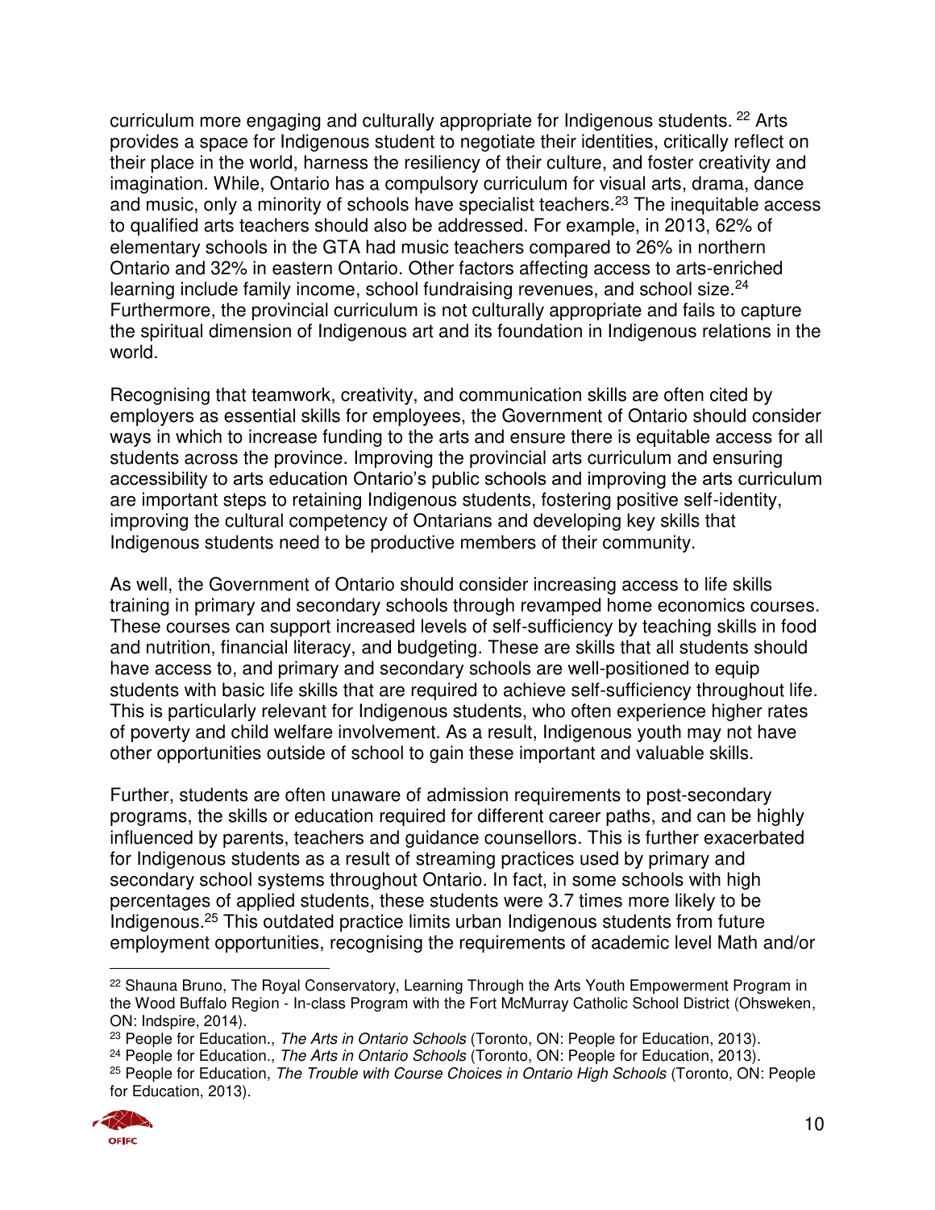curriculum more engaging and culturally appropriate for Indigenous students. [22] Arts provides a space for Indigenous student to negotiate their identities, critically reflect on their place in the world, harness the resiliency of their culture, and foster creativity and imagination. While, Ontario has a compulsory curriculum for visual arts, drama, dance and music, only a minority of schools have specialist teachers.[23] The inequitable access to qualified arts teachers should also be addressed. For example, in 2013, 62% of elementary schools in the GTA had music teachers compared to 26% in northern Ontario and 32% in eastern Ontario. Other factors affecting access to arts-enriched learning include family income, school fundraising revenues, and school size.[24] Furthermore, the provincial curriculum is not culturally appropriate and fails to capture the spiritual dimension of Indigenous art and its foundation in Indigenous relations in the world.

Recognising that teamwork, creativity, and communication skills are often cited by employers as essential skills for employees, the Government of Ontario should consider ways in which to increase funding to the arts and ensure there is equitable access for all students across the province. Improving the provincial arts curriculum and ensuring accessibility to arts education Ontario's public schools and improving the arts curriculum are important steps to retaining Indigenous students, fostering positive self-identity, improving the cultural competency of Ontarians and developing key skills that Indigenous students need to be productive members of their community.

As well, the Government of Ontario should consider increasing access to life skills training in primary and secondary schools through revamped home economics courses. These courses can support increased levels of self-sufficiency by teaching skills in food and nutrition, financial literacy, and budgeting. These are skills that all students should have access to, and primary and secondary schools are well-positioned to equip students with basic life skills that are required to achieve self-sufficiency throughout life. This is particularly relevant for Indigenous students, who often experience higher rates of poverty and child welfare involvement. As a result, Indigenous youth may not have other opportunities outside of school to gain these important and valuable skills.

Further, students are often unaware of admission requirements to post-secondary programs, the skills or education required for different career paths, and can be highly influenced by parents, teachers and guidance counsellors. This is further exacerbated for Indigenous students as a result of streaming practices used by primary and secondary school systems throughout Ontario. In fact, in some schools with high percentages of applied students, these students were 3.7 times more likely to be Indigenous.[25] This outdated practice limits urban Indigenous students from future employment opportunities, recognising the requirements of academic level Math and/or

---

[22] Shauna Bruno, The Royal Conservatory, Learning Through the Arts Youth Empowerment Program in the Wood Buffalo Region - In-class Program with the Fort McMurray Catholic School District (Ohsweken, ON: Indspire, 2014).

[23] People for Education., *The Arts in Ontario Schools* (Toronto, ON: People for Education, 2013).

[24] People for Education., *The Arts in Ontario Schools* (Toronto, ON: People for Education, 2013).

[25] People for Education, *The Trouble with Course Choices in Ontario High Schools* (Toronto, ON: People for Education, 2013).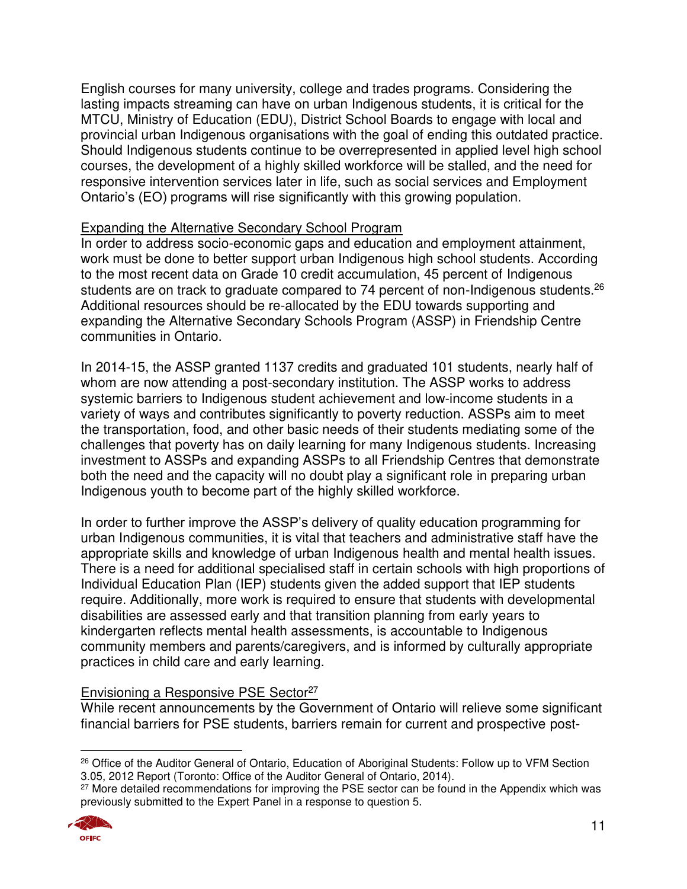English courses for many university, college and trades programs. Considering the lasting impacts streaming can have on urban Indigenous students, it is critical for the MTCU, Ministry of Education (EDU), District School Boards to engage with local and provincial urban Indigenous organisations with the goal of ending this outdated practice. Should Indigenous students continue to be overrepresented in applied level high school courses, the development of a highly skilled workforce will be stalled, and the need for responsive intervention services later in life, such as social services and Employment Ontario's (EO) programs will rise significantly with this growing population.

### Expanding the Alternative Secondary School Program

In order to address socio-economic gaps and education and employment attainment, work must be done to better support urban Indigenous high school students. According to the most recent data on Grade 10 credit accumulation, 45 percent of Indigenous students are on track to graduate compared to 74 percent of non-Indigenous students.[26] Additional resources should be re-allocated by the EDU towards supporting and expanding the Alternative Secondary Schools Program (ASSP) in Friendship Centre communities in Ontario.

In 2014-15, the ASSP granted 1137 credits and graduated 101 students, nearly half of whom are now attending a post-secondary institution. The ASSP works to address systemic barriers to Indigenous student achievement and low-income students in a variety of ways and contributes significantly to poverty reduction. ASSPs aim to meet the transportation, food, and other basic needs of their students mediating some of the challenges that poverty has on daily learning for many Indigenous students. Increasing investment to ASSPs and expanding ASSPs to all Friendship Centres that demonstrate both the need and the capacity will no doubt play a significant role in preparing urban Indigenous youth to become part of the highly skilled workforce.

In order to further improve the ASSP's delivery of quality education programming for urban Indigenous communities, it is vital that teachers and administrative staff have the appropriate skills and knowledge of urban Indigenous health and mental health issues. There is a need for additional specialised staff in certain schools with high proportions of Individual Education Plan (IEP) students given the added support that IEP students require. Additionally, more work is required to ensure that students with developmental disabilities are assessed early and that transition planning from early years to kindergarten reflects mental health assessments, is accountable to Indigenous community members and parents/caregivers, and is informed by culturally appropriate practices in child care and early learning.

### Envisioning a Responsive PSE Sector[27]

While recent announcements by the Government of Ontario will relieve some significant financial barriers for PSE students, barriers remain for current and prospective post-

---

[26] Office of the Auditor General of Ontario, Education of Aboriginal Students: Follow up to VFM Section 3.05, 2012 Report (Toronto: Office of the Auditor General of Ontario, 2014).

[27] More detailed recommendations for improving the PSE sector can be found in the Appendix which was previously submitted to the Expert Panel in a response to question 5.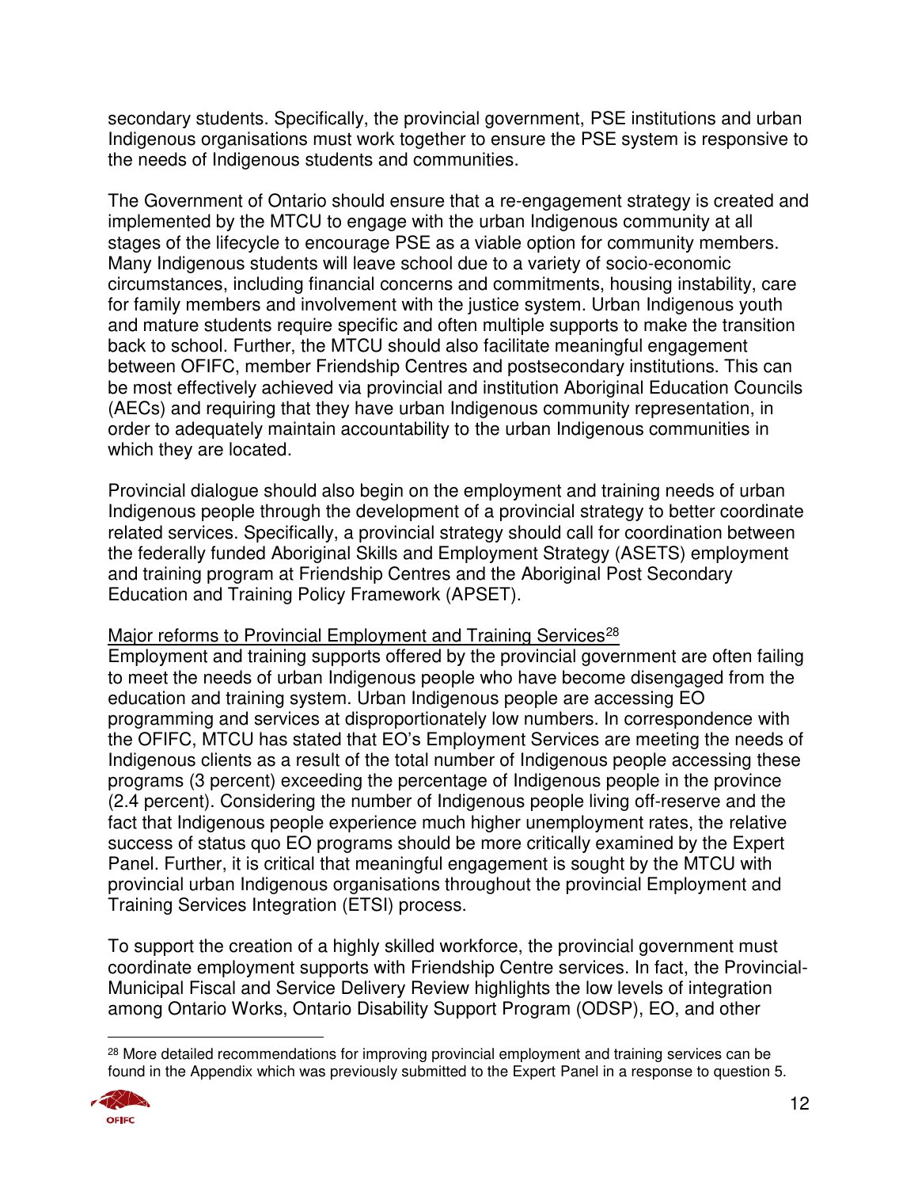secondary students. Specifically, the provincial government, PSE institutions and urban Indigenous organisations must work together to ensure the PSE system is responsive to the needs of Indigenous students and communities.

The Government of Ontario should ensure that a re-engagement strategy is created and implemented by the MTCU to engage with the urban Indigenous community at all stages of the lifecycle to encourage PSE as a viable option for community members. Many Indigenous students will leave school due to a variety of socio-economic circumstances, including financial concerns and commitments, housing instability, care for family members and involvement with the justice system. Urban Indigenous youth and mature students require specific and often multiple supports to make the transition back to school. Further, the MTCU should also facilitate meaningful engagement between OFIFC, member Friendship Centres and postsecondary institutions. This can be most effectively achieved via provincial and institution Aboriginal Education Councils (AECs) and requiring that they have urban Indigenous community representation, in order to adequately maintain accountability to the urban Indigenous communities in which they are located.

Provincial dialogue should also begin on the employment and training needs of urban Indigenous people through the development of a provincial strategy to better coordinate related services. Specifically, a provincial strategy should call for coordination between the federally funded Aboriginal Skills and Employment Strategy (ASETS) employment and training program at Friendship Centres and the Aboriginal Post Secondary Education and Training Policy Framework (APSET).

Major reforms to Provincial Employment and Training Services[28]

Employment and training supports offered by the provincial government are often failing to meet the needs of urban Indigenous people who have become disengaged from the education and training system. Urban Indigenous people are accessing EO programming and services at disproportionately low numbers. In correspondence with the OFIFC, MTCU has stated that EO's Employment Services are meeting the needs of Indigenous clients as a result of the total number of Indigenous people accessing these programs (3 percent) exceeding the percentage of Indigenous people in the province (2.4 percent). Considering the number of Indigenous people living off-reserve and the fact that Indigenous people experience much higher unemployment rates, the relative success of status quo EO programs should be more critically examined by the Expert Panel. Further, it is critical that meaningful engagement is sought by the MTCU with provincial urban Indigenous organisations throughout the provincial Employment and Training Services Integration (ETSI) process.

To support the creation of a highly skilled workforce, the provincial government must coordinate employment supports with Friendship Centre services. In fact, the Provincial-Municipal Fiscal and Service Delivery Review highlights the low levels of integration among Ontario Works, Ontario Disability Support Program (ODSP), EO, and other

[28] More detailed recommendations for improving provincial employment and training services can be found in the Appendix which was previously submitted to the Expert Panel in a response to question 5.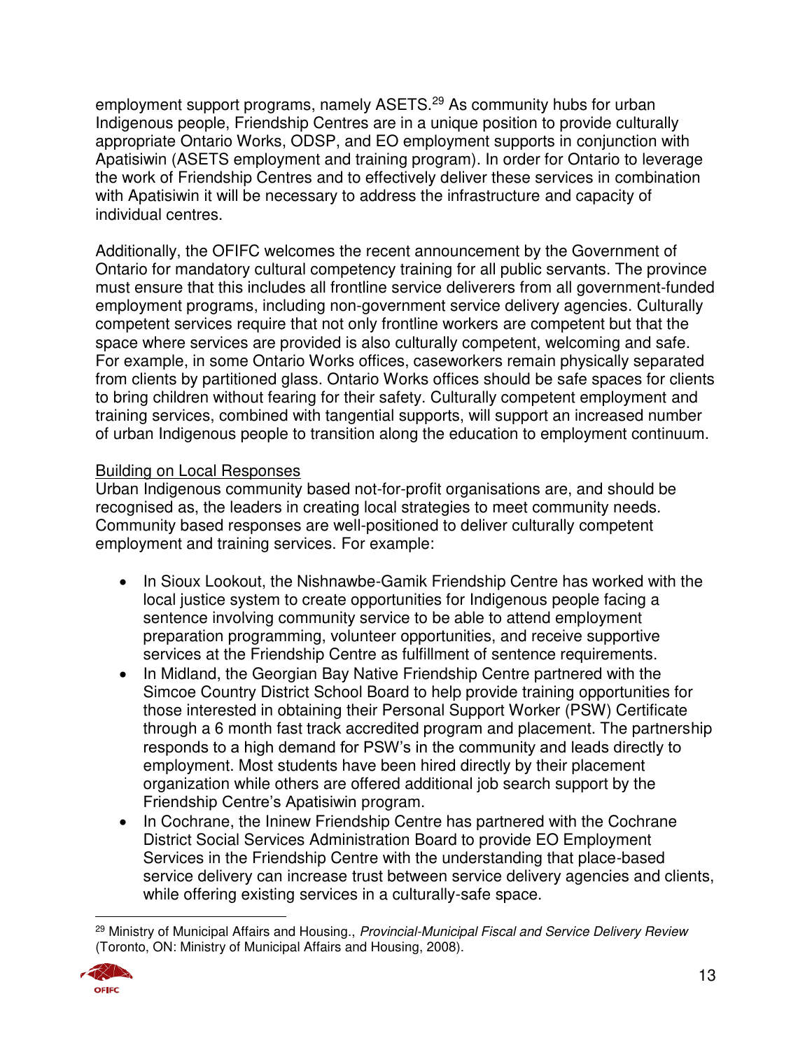employment support programs, namely ASETS.[29] As community hubs for urban Indigenous people, Friendship Centres are in a unique position to provide culturally appropriate Ontario Works, ODSP, and EO employment supports in conjunction with Apatisiwin (ASETS employment and training program). In order for Ontario to leverage the work of Friendship Centres and to effectively deliver these services in combination with Apatisiwin it will be necessary to address the infrastructure and capacity of individual centres.

Additionally, the OFIFC welcomes the recent announcement by the Government of Ontario for mandatory cultural competency training for all public servants. The province must ensure that this includes all frontline service deliverers from all government-funded employment programs, including non-government service delivery agencies. Culturally competent services require that not only frontline workers are competent but that the space where services are provided is also culturally competent, welcoming and safe. For example, in some Ontario Works offices, caseworkers remain physically separated from clients by partitioned glass. Ontario Works offices should be safe spaces for clients to bring children without fearing for their safety. Culturally competent employment and training services, combined with tangential supports, will support an increased number of urban Indigenous people to transition along the education to employment continuum.

<u>Building on Local Responses</u>

Urban Indigenous community based not-for-profit organisations are, and should be recognised as, the leaders in creating local strategies to meet community needs. Community based responses are well-positioned to deliver culturally competent employment and training services. For example:

- In Sioux Lookout, the Nishnawbe-Gamik Friendship Centre has worked with the local justice system to create opportunities for Indigenous people facing a sentence involving community service to be able to attend employment preparation programming, volunteer opportunities, and receive supportive services at the Friendship Centre as fulfillment of sentence requirements.
- In Midland, the Georgian Bay Native Friendship Centre partnered with the Simcoe Country District School Board to help provide training opportunities for those interested in obtaining their Personal Support Worker (PSW) Certificate through a 6 month fast track accredited program and placement. The partnership responds to a high demand for PSW's in the community and leads directly to employment. Most students have been hired directly by their placement organization while others are offered additional job search support by the Friendship Centre's Apatisiwin program.
- In Cochrane, the Ininew Friendship Centre has partnered with the Cochrane District Social Services Administration Board to provide EO Employment Services in the Friendship Centre with the understanding that place-based service delivery can increase trust between service delivery agencies and clients, while offering existing services in a culturally-safe space.

[29] Ministry of Municipal Affairs and Housing., *Provincial-Municipal Fiscal and Service Delivery Review* (Toronto, ON: Ministry of Municipal Affairs and Housing, 2008).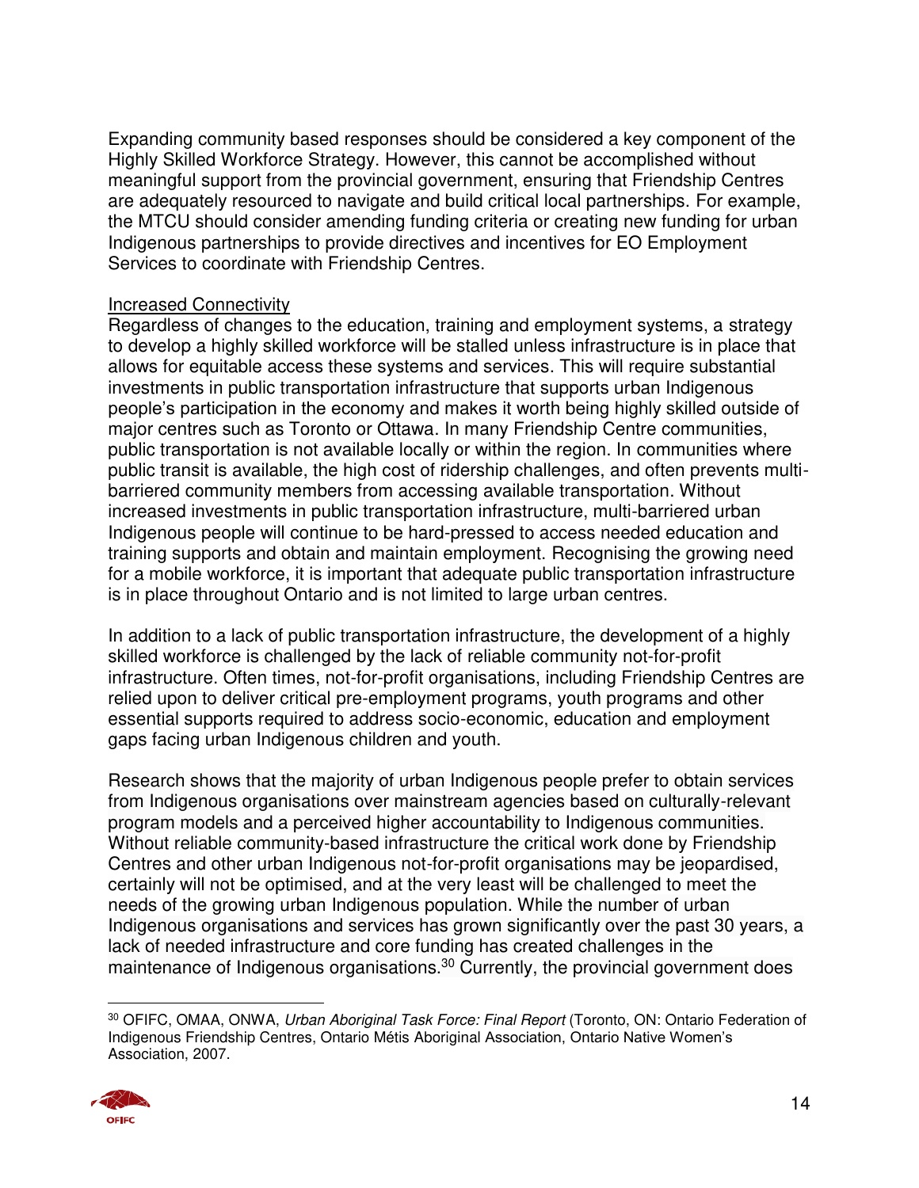Expanding community based responses should be considered a key component of the Highly Skilled Workforce Strategy. However, this cannot be accomplished without meaningful support from the provincial government, ensuring that Friendship Centres are adequately resourced to navigate and build critical local partnerships. For example, the MTCU should consider amending funding criteria or creating new funding for urban Indigenous partnerships to provide directives and incentives for EO Employment Services to coordinate with Friendship Centres.

Increased Connectivity

Regardless of changes to the education, training and employment systems, a strategy to develop a highly skilled workforce will be stalled unless infrastructure is in place that allows for equitable access these systems and services. This will require substantial investments in public transportation infrastructure that supports urban Indigenous people's participation in the economy and makes it worth being highly skilled outside of major centres such as Toronto or Ottawa. In many Friendship Centre communities, public transportation is not available locally or within the region. In communities where public transit is available, the high cost of ridership challenges, and often prevents multi-barriered community members from accessing available transportation. Without increased investments in public transportation infrastructure, multi-barriered urban Indigenous people will continue to be hard-pressed to access needed education and training supports and obtain and maintain employment. Recognising the growing need for a mobile workforce, it is important that adequate public transportation infrastructure is in place throughout Ontario and is not limited to large urban centres.

In addition to a lack of public transportation infrastructure, the development of a highly skilled workforce is challenged by the lack of reliable community not-for-profit infrastructure. Often times, not-for-profit organisations, including Friendship Centres are relied upon to deliver critical pre-employment programs, youth programs and other essential supports required to address socio-economic, education and employment gaps facing urban Indigenous children and youth.

Research shows that the majority of urban Indigenous people prefer to obtain services from Indigenous organisations over mainstream agencies based on culturally-relevant program models and a perceived higher accountability to Indigenous communities. Without reliable community-based infrastructure the critical work done by Friendship Centres and other urban Indigenous not-for-profit organisations may be jeopardised, certainly will not be optimised, and at the very least will be challenged to meet the needs of the growing urban Indigenous population. While the number of urban Indigenous organisations and services has grown significantly over the past 30 years, a lack of needed infrastructure and core funding has created challenges in the maintenance of Indigenous organisations.[30] Currently, the provincial government does

[30] OFIFC, OMAA, ONWA, *Urban Aboriginal Task Force: Final Report* (Toronto, ON: Ontario Federation of Indigenous Friendship Centres, Ontario Métis Aboriginal Association, Ontario Native Women's Association, 2007.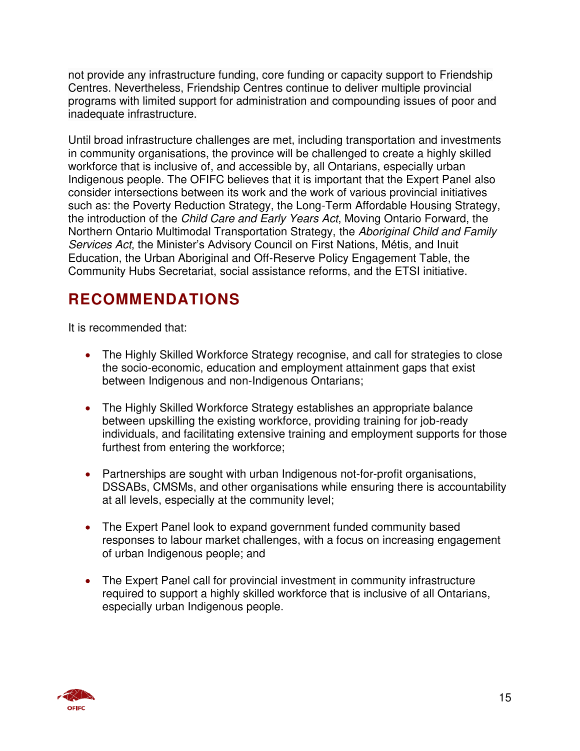not provide any infrastructure funding, core funding or capacity support to Friendship Centres. Nevertheless, Friendship Centres continue to deliver multiple provincial programs with limited support for administration and compounding issues of poor and inadequate infrastructure.

Until broad infrastructure challenges are met, including transportation and investments in community organisations, the province will be challenged to create a highly skilled workforce that is inclusive of, and accessible by, all Ontarians, especially urban Indigenous people. The OFIFC believes that it is important that the Expert Panel also consider intersections between its work and the work of various provincial initiatives such as: the Poverty Reduction Strategy, the Long-Term Affordable Housing Strategy, the introduction of the *Child Care and Early Years Act*, Moving Ontario Forward, the Northern Ontario Multimodal Transportation Strategy, the *Aboriginal Child and Family Services Act*, the Minister's Advisory Council on First Nations, Métis, and Inuit Education, the Urban Aboriginal and Off-Reserve Policy Engagement Table, the Community Hubs Secretariat, social assistance reforms, and the ETSI initiative.

## RECOMMENDATIONS

It is recommended that:

- The Highly Skilled Workforce Strategy recognise, and call for strategies to close the socio-economic, education and employment attainment gaps that exist between Indigenous and non-Indigenous Ontarians;
- The Highly Skilled Workforce Strategy establishes an appropriate balance between upskilling the existing workforce, providing training for job-ready individuals, and facilitating extensive training and employment supports for those furthest from entering the workforce;
- Partnerships are sought with urban Indigenous not-for-profit organisations, DSSABs, CMSMs, and other organisations while ensuring there is accountability at all levels, especially at the community level;
- The Expert Panel look to expand government funded community based responses to labour market challenges, with a focus on increasing engagement of urban Indigenous people; and
- The Expert Panel call for provincial investment in community infrastructure required to support a highly skilled workforce that is inclusive of all Ontarians, especially urban Indigenous people.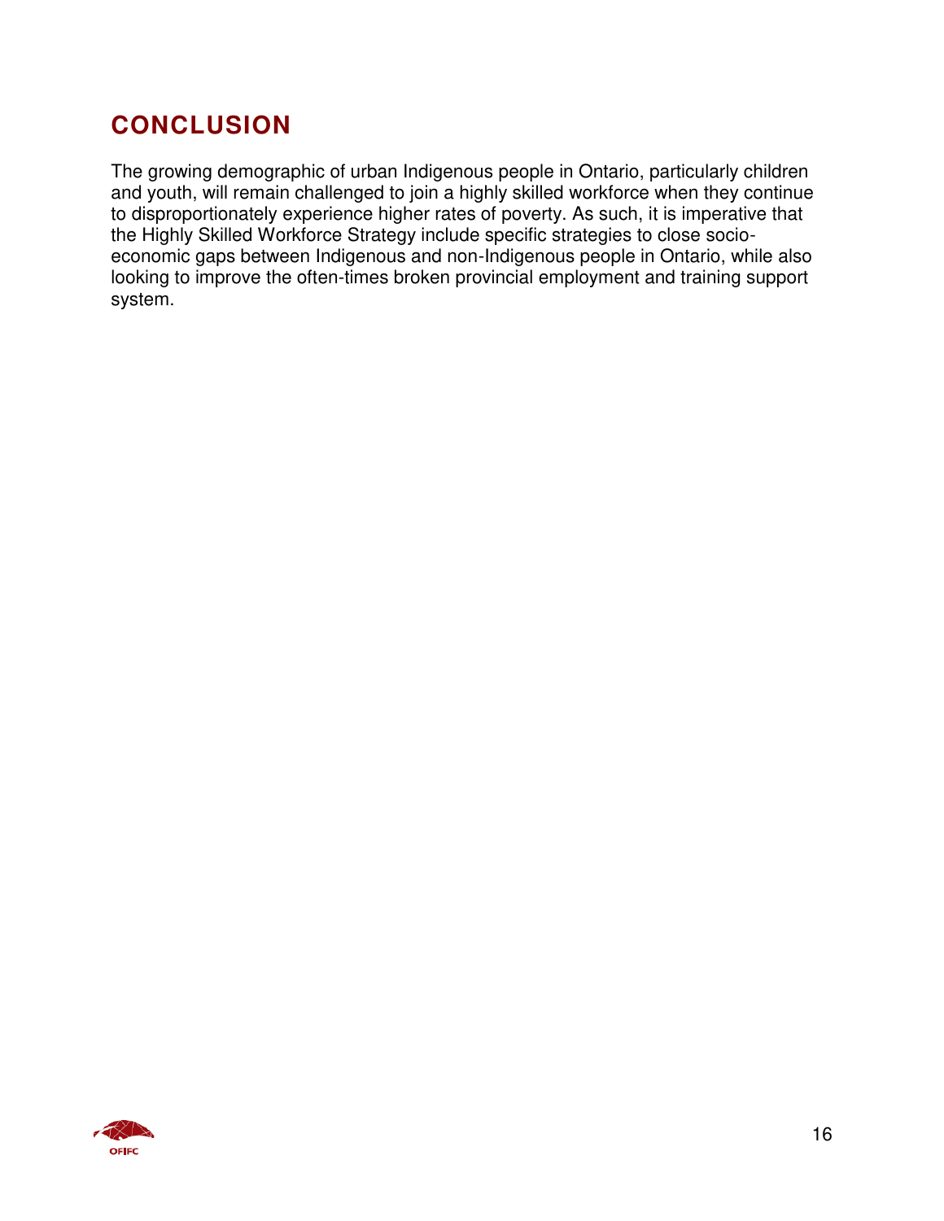## CONCLUSION

The growing demographic of urban Indigenous people in Ontario, particularly children and youth, will remain challenged to join a highly skilled workforce when they continue to disproportionately experience higher rates of poverty. As such, it is imperative that the Highly Skilled Workforce Strategy include specific strategies to close socio-economic gaps between Indigenous and non-Indigenous people in Ontario, while also looking to improve the often-times broken provincial employment and training support system.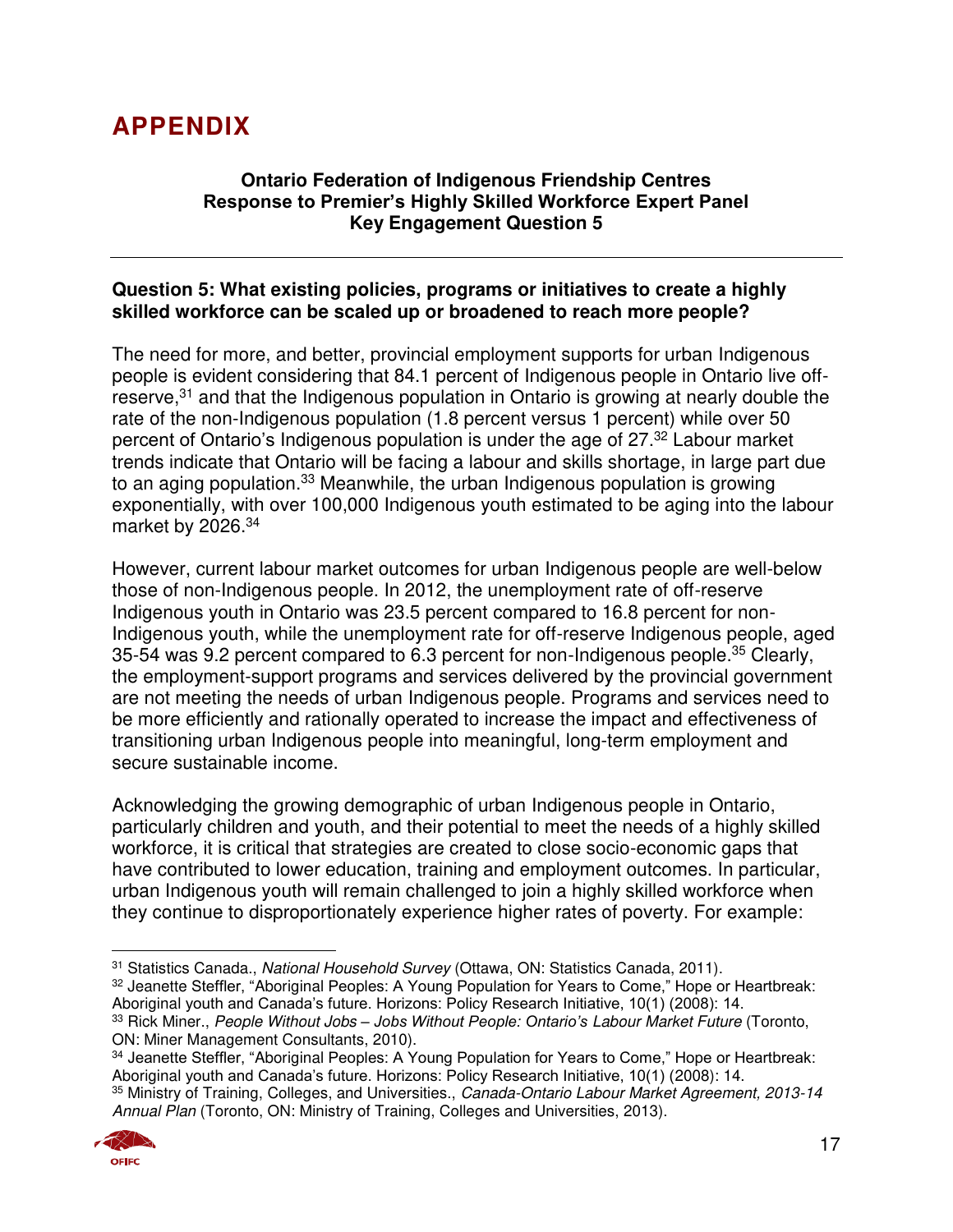# APPENDIX

**Ontario Federation of Indigenous Friendship Centres**
**Response to Premier's Highly Skilled Workforce Expert Panel**
**Key Engagement Question 5**

---

**Question 5: What existing policies, programs or initiatives to create a highly skilled workforce can be scaled up or broadened to reach more people?**

The need for more, and better, provincial employment supports for urban Indigenous people is evident considering that 84.1 percent of Indigenous people in Ontario live off-reserve,[31] and that the Indigenous population in Ontario is growing at nearly double the rate of the non-Indigenous population (1.8 percent versus 1 percent) while over 50 percent of Ontario's Indigenous population is under the age of 27.[32] Labour market trends indicate that Ontario will be facing a labour and skills shortage, in large part due to an aging population.[33] Meanwhile, the urban Indigenous population is growing exponentially, with over 100,000 Indigenous youth estimated to be aging into the labour market by 2026.[34]

However, current labour market outcomes for urban Indigenous people are well-below those of non-Indigenous people. In 2012, the unemployment rate of off-reserve Indigenous youth in Ontario was 23.5 percent compared to 16.8 percent for non-Indigenous youth, while the unemployment rate for off-reserve Indigenous people, aged 35-54 was 9.2 percent compared to 6.3 percent for non-Indigenous people.[35] Clearly, the employment-support programs and services delivered by the provincial government are not meeting the needs of urban Indigenous people. Programs and services need to be more efficiently and rationally operated to increase the impact and effectiveness of transitioning urban Indigenous people into meaningful, long-term employment and secure sustainable income.

Acknowledging the growing demographic of urban Indigenous people in Ontario, particularly children and youth, and their potential to meet the needs of a highly skilled workforce, it is critical that strategies are created to close socio-economic gaps that have contributed to lower education, training and employment outcomes. In particular, urban Indigenous youth will remain challenged to join a highly skilled workforce when they continue to disproportionately experience higher rates of poverty. For example:

---

[31] Statistics Canada., *National Household Survey* (Ottawa, ON: Statistics Canada, 2011).

[32] Jeanette Steffler, "Aboriginal Peoples: A Young Population for Years to Come," Hope or Heartbreak: Aboriginal youth and Canada's future. Horizons: Policy Research Initiative, 10(1) (2008): 14.

[33] Rick Miner., *People Without Jobs – Jobs Without People: Ontario's Labour Market Future* (Toronto, ON: Miner Management Consultants, 2010).

[34] Jeanette Steffler, "Aboriginal Peoples: A Young Population for Years to Come," Hope or Heartbreak: Aboriginal youth and Canada's future. Horizons: Policy Research Initiative, 10(1) (2008): 14.

[35] Ministry of Training, Colleges, and Universities., *Canada-Ontario Labour Market Agreement, 2013-14 Annual Plan* (Toronto, ON: Ministry of Training, Colleges and Universities, 2013).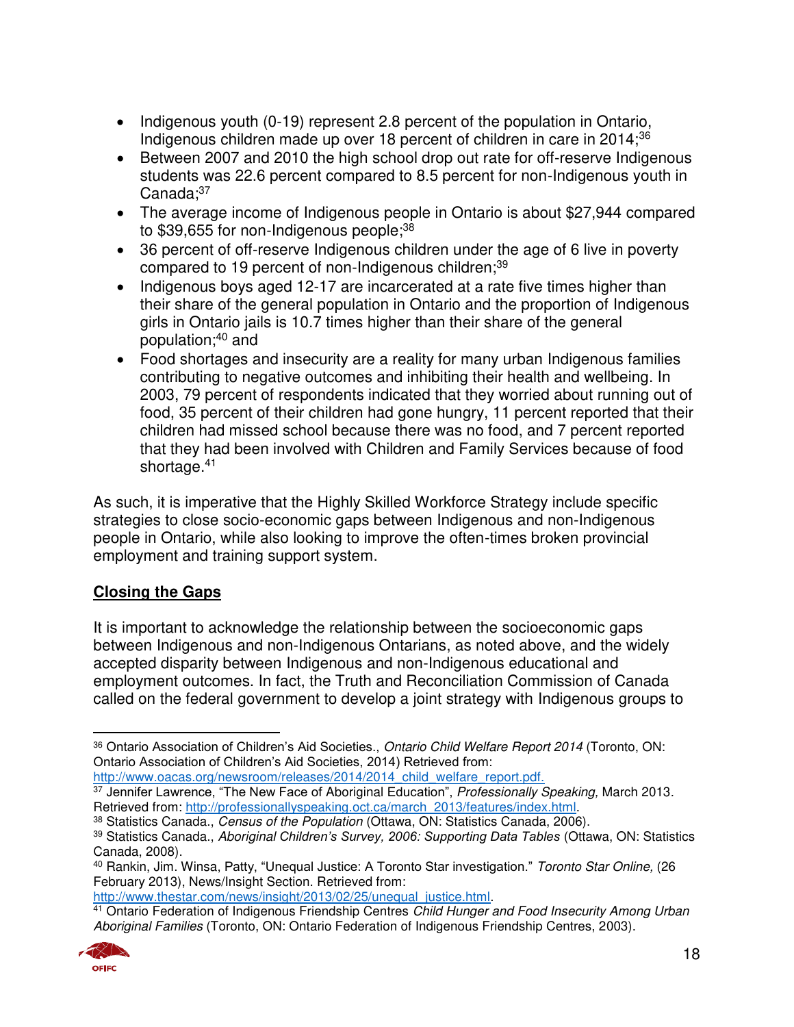- Indigenous youth (0-19) represent 2.8 percent of the population in Ontario, Indigenous children made up over 18 percent of children in care in 2014;[36]
- Between 2007 and 2010 the high school drop out rate for off-reserve Indigenous students was 22.6 percent compared to 8.5 percent for non-Indigenous youth in Canada;[37]
- The average income of Indigenous people in Ontario is about $27,944 compared to $39,655 for non-Indigenous people;[38]
- 36 percent of off-reserve Indigenous children under the age of 6 live in poverty compared to 19 percent of non-Indigenous children;[39]
- Indigenous boys aged 12-17 are incarcerated at a rate five times higher than their share of the general population in Ontario and the proportion of Indigenous girls in Ontario jails is 10.7 times higher than their share of the general population;[40] and
- Food shortages and insecurity are a reality for many urban Indigenous families contributing to negative outcomes and inhibiting their health and wellbeing. In 2003, 79 percent of respondents indicated that they worried about running out of food, 35 percent of their children had gone hungry, 11 percent reported that their children had missed school because there was no food, and 7 percent reported that they had been involved with Children and Family Services because of food shortage.[41]

As such, it is imperative that the Highly Skilled Workforce Strategy include specific strategies to close socio-economic gaps between Indigenous and non-Indigenous people in Ontario, while also looking to improve the often-times broken provincial employment and training support system.

## Closing the Gaps

It is important to acknowledge the relationship between the socioeconomic gaps between Indigenous and non-Indigenous Ontarians, as noted above, and the widely accepted disparity between Indigenous and non-Indigenous educational and employment outcomes. In fact, the Truth and Reconciliation Commission of Canada called on the federal government to develop a joint strategy with Indigenous groups to

---

[36] Ontario Association of Children's Aid Societies., *Ontario Child Welfare Report 2014* (Toronto, ON: Ontario Association of Children's Aid Societies, 2014) Retrieved from: http://www.oacas.org/newsroom/releases/2014/2014_child_welfare_report.pdf.

[37] Jennifer Lawrence, "The New Face of Aboriginal Education", *Professionally Speaking,* March 2013. Retrieved from: http://professionallyspeaking.oct.ca/march_2013/features/index.html.

[38] Statistics Canada., *Census of the Population* (Ottawa, ON: Statistics Canada, 2006).

[39] Statistics Canada., *Aboriginal Children's Survey, 2006: Supporting Data Tables* (Ottawa, ON: Statistics Canada, 2008).

[40] Rankin, Jim. Winsa, Patty, "Unequal Justice: A Toronto Star investigation." *Toronto Star Online,* (26 February 2013), News/Insight Section. Retrieved from: http://www.thestar.com/news/insight/2013/02/25/unequal_justice.html.

[41] Ontario Federation of Indigenous Friendship Centres *Child Hunger and Food Insecurity Among Urban Aboriginal Families* (Toronto, ON: Ontario Federation of Indigenous Friendship Centres, 2003).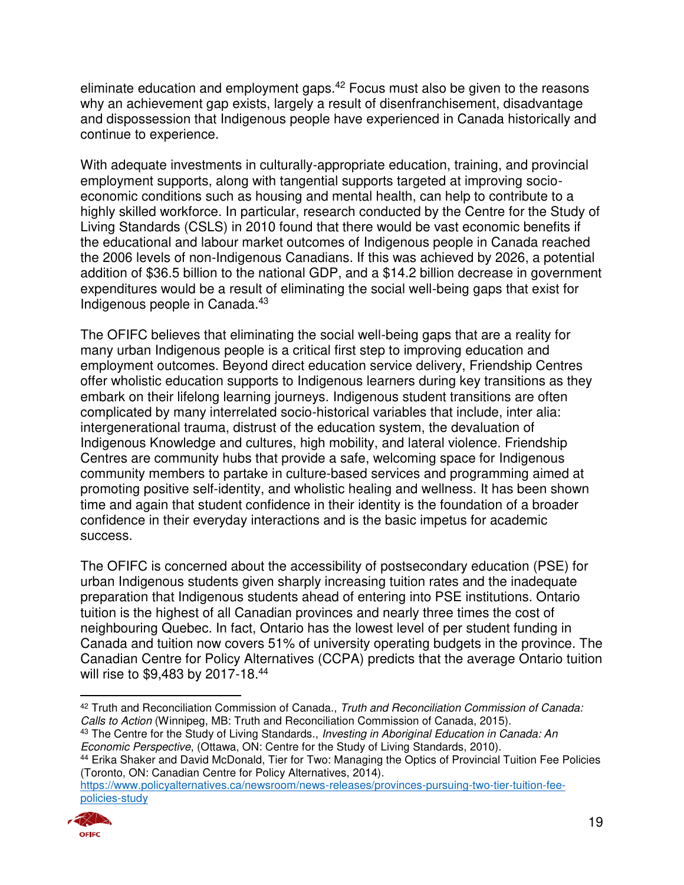eliminate education and employment gaps.[42] Focus must also be given to the reasons why an achievement gap exists, largely a result of disenfranchisement, disadvantage and dispossession that Indigenous people have experienced in Canada historically and continue to experience.

With adequate investments in culturally-appropriate education, training, and provincial employment supports, along with tangential supports targeted at improving socio-economic conditions such as housing and mental health, can help to contribute to a highly skilled workforce. In particular, research conducted by the Centre for the Study of Living Standards (CSLS) in 2010 found that there would be vast economic benefits if the educational and labour market outcomes of Indigenous people in Canada reached the 2006 levels of non-Indigenous Canadians. If this was achieved by 2026, a potential addition of $36.5 billion to the national GDP, and a $14.2 billion decrease in government expenditures would be a result of eliminating the social well-being gaps that exist for Indigenous people in Canada.[43]

The OFIFC believes that eliminating the social well-being gaps that are a reality for many urban Indigenous people is a critical first step to improving education and employment outcomes. Beyond direct education service delivery, Friendship Centres offer wholistic education supports to Indigenous learners during key transitions as they embark on their lifelong learning journeys. Indigenous student transitions are often complicated by many interrelated socio-historical variables that include, inter alia: intergenerational trauma, distrust of the education system, the devaluation of Indigenous Knowledge and cultures, high mobility, and lateral violence. Friendship Centres are community hubs that provide a safe, welcoming space for Indigenous community members to partake in culture-based services and programming aimed at promoting positive self-identity, and wholistic healing and wellness. It has been shown time and again that student confidence in their identity is the foundation of a broader confidence in their everyday interactions and is the basic impetus for academic success.

The OFIFC is concerned about the accessibility of postsecondary education (PSE) for urban Indigenous students given sharply increasing tuition rates and the inadequate preparation that Indigenous students ahead of entering into PSE institutions. Ontario tuition is the highest of all Canadian provinces and nearly three times the cost of neighbouring Quebec. In fact, Ontario has the lowest level of per student funding in Canada and tuition now covers 51% of university operating budgets in the province. The Canadian Centre for Policy Alternatives (CCPA) predicts that the average Ontario tuition will rise to $9,483 by 2017-18.[44]

---

[42] Truth and Reconciliation Commission of Canada., *Truth and Reconciliation Commission of Canada: Calls to Action* (Winnipeg, MB: Truth and Reconciliation Commission of Canada, 2015).

[43] The Centre for the Study of Living Standards., *Investing in Aboriginal Education in Canada: An Economic Perspective*, (Ottawa, ON: Centre for the Study of Living Standards, 2010).

[44] Erika Shaker and David McDonald, Tier for Two: Managing the Optics of Provincial Tuition Fee Policies (Toronto, ON: Canadian Centre for Policy Alternatives, 2014). https://www.policyalternatives.ca/newsroom/news-releases/provinces-pursuing-two-tier-tuition-fee-policies-study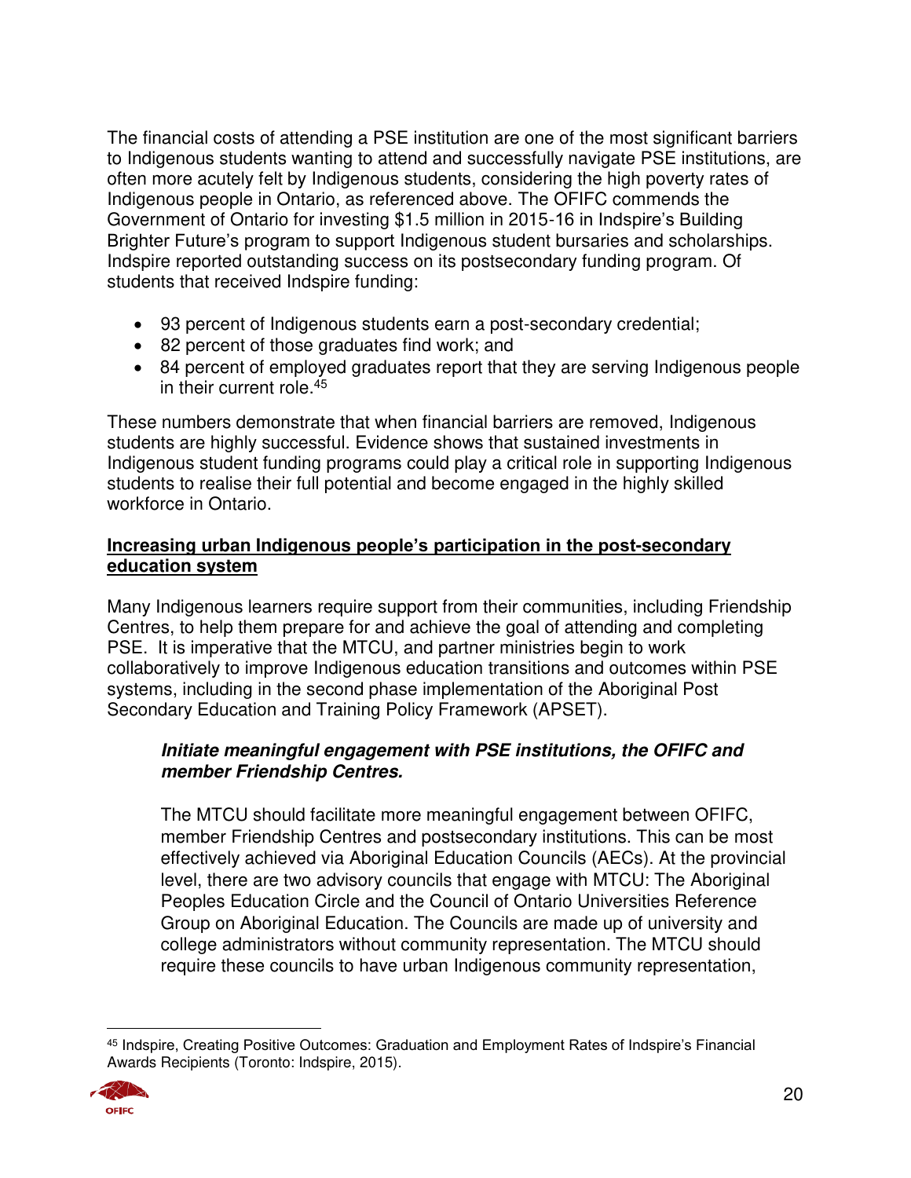The financial costs of attending a PSE institution are one of the most significant barriers to Indigenous students wanting to attend and successfully navigate PSE institutions, are often more acutely felt by Indigenous students, considering the high poverty rates of Indigenous people in Ontario, as referenced above. The OFIFC commends the Government of Ontario for investing $1.5 million in 2015-16 in Indspire's Building Brighter Future's program to support Indigenous student bursaries and scholarships. Indspire reported outstanding success on its postsecondary funding program. Of students that received Indspire funding:

- 93 percent of Indigenous students earn a post-secondary credential;
- 82 percent of those graduates find work; and
- 84 percent of employed graduates report that they are serving Indigenous people in their current role.[45]

These numbers demonstrate that when financial barriers are removed, Indigenous students are highly successful. Evidence shows that sustained investments in Indigenous student funding programs could play a critical role in supporting Indigenous students to realise their full potential and become engaged in the highly skilled workforce in Ontario.

**Increasing urban Indigenous people's participation in the post-secondary education system**

Many Indigenous learners require support from their communities, including Friendship Centres, to help them prepare for and achieve the goal of attending and completing PSE. It is imperative that the MTCU, and partner ministries begin to work collaboratively to improve Indigenous education transitions and outcomes within PSE systems, including in the second phase implementation of the Aboriginal Post Secondary Education and Training Policy Framework (APSET).

***Initiate meaningful engagement with PSE institutions, the OFIFC and member Friendship Centres.***

The MTCU should facilitate more meaningful engagement between OFIFC, member Friendship Centres and postsecondary institutions. This can be most effectively achieved via Aboriginal Education Councils (AECs). At the provincial level, there are two advisory councils that engage with MTCU: The Aboriginal Peoples Education Circle and the Council of Ontario Universities Reference Group on Aboriginal Education. The Councils are made up of university and college administrators without community representation. The MTCU should require these councils to have urban Indigenous community representation,

---

[45] Indspire, Creating Positive Outcomes: Graduation and Employment Rates of Indspire's Financial Awards Recipients (Toronto: Indspire, 2015).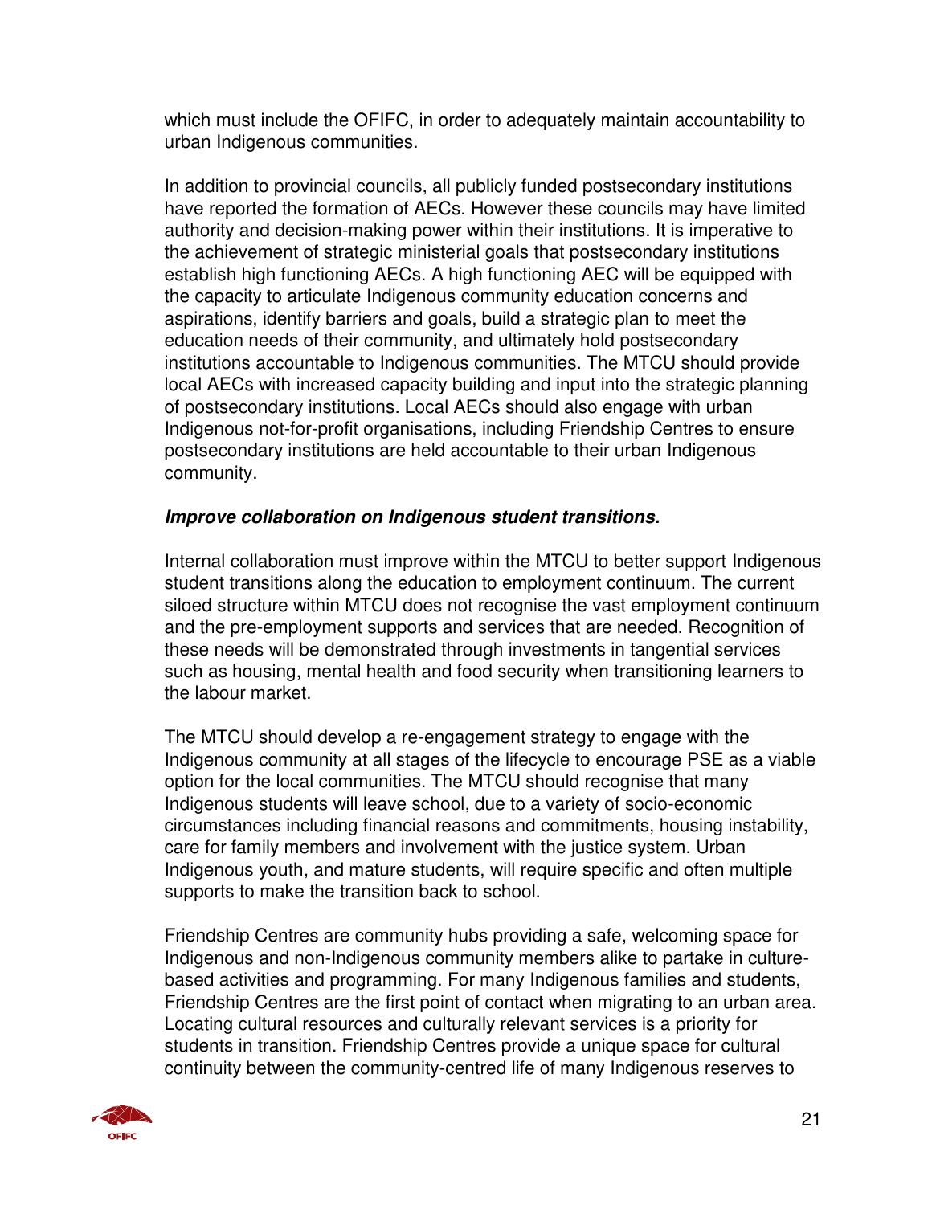which must include the OFIFC, in order to adequately maintain accountability to urban Indigenous communities.

In addition to provincial councils, all publicly funded postsecondary institutions have reported the formation of AECs. However these councils may have limited authority and decision-making power within their institutions. It is imperative to the achievement of strategic ministerial goals that postsecondary institutions establish high functioning AECs. A high functioning AEC will be equipped with the capacity to articulate Indigenous community education concerns and aspirations, identify barriers and goals, build a strategic plan to meet the education needs of their community, and ultimately hold postsecondary institutions accountable to Indigenous communities. The MTCU should provide local AECs with increased capacity building and input into the strategic planning of postsecondary institutions. Local AECs should also engage with urban Indigenous not-for-profit organisations, including Friendship Centres to ensure postsecondary institutions are held accountable to their urban Indigenous community.

***Improve collaboration on Indigenous student transitions.***

Internal collaboration must improve within the MTCU to better support Indigenous student transitions along the education to employment continuum. The current siloed structure within MTCU does not recognise the vast employment continuum and the pre-employment supports and services that are needed. Recognition of these needs will be demonstrated through investments in tangential services such as housing, mental health and food security when transitioning learners to the labour market.

The MTCU should develop a re-engagement strategy to engage with the Indigenous community at all stages of the lifecycle to encourage PSE as a viable option for the local communities. The MTCU should recognise that many Indigenous students will leave school, due to a variety of socio-economic circumstances including financial reasons and commitments, housing instability, care for family members and involvement with the justice system. Urban Indigenous youth, and mature students, will require specific and often multiple supports to make the transition back to school.

Friendship Centres are community hubs providing a safe, welcoming space for Indigenous and non-Indigenous community members alike to partake in culture-based activities and programming. For many Indigenous families and students, Friendship Centres are the first point of contact when migrating to an urban area. Locating cultural resources and culturally relevant services is a priority for students in transition. Friendship Centres provide a unique space for cultural continuity between the community-centred life of many Indigenous reserves to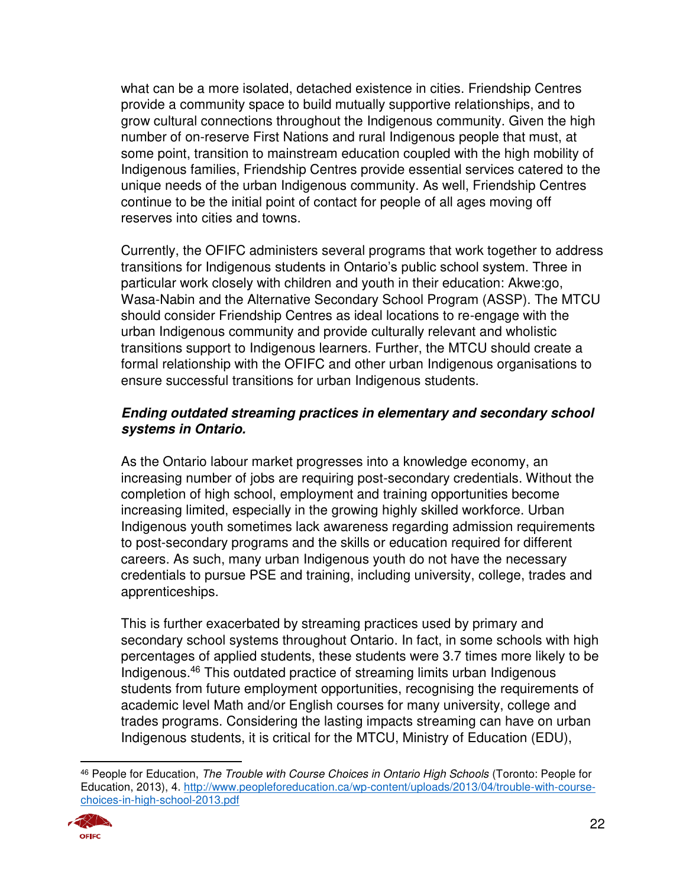what can be a more isolated, detached existence in cities. Friendship Centres provide a community space to build mutually supportive relationships, and to grow cultural connections throughout the Indigenous community. Given the high number of on-reserve First Nations and rural Indigenous people that must, at some point, transition to mainstream education coupled with the high mobility of Indigenous families, Friendship Centres provide essential services catered to the unique needs of the urban Indigenous community. As well, Friendship Centres continue to be the initial point of contact for people of all ages moving off reserves into cities and towns.

Currently, the OFIFC administers several programs that work together to address transitions for Indigenous students in Ontario's public school system. Three in particular work closely with children and youth in their education: Akwe:go, Wasa-Nabin and the Alternative Secondary School Program (ASSP). The MTCU should consider Friendship Centres as ideal locations to re-engage with the urban Indigenous community and provide culturally relevant and wholistic transitions support to Indigenous learners. Further, the MTCU should create a formal relationship with the OFIFC and other urban Indigenous organisations to ensure successful transitions for urban Indigenous students.

***Ending outdated streaming practices in elementary and secondary school systems in Ontario.***

As the Ontario labour market progresses into a knowledge economy, an increasing number of jobs are requiring post-secondary credentials. Without the completion of high school, employment and training opportunities become increasing limited, especially in the growing highly skilled workforce. Urban Indigenous youth sometimes lack awareness regarding admission requirements to post-secondary programs and the skills or education required for different careers. As such, many urban Indigenous youth do not have the necessary credentials to pursue PSE and training, including university, college, trades and apprenticeships.

This is further exacerbated by streaming practices used by primary and secondary school systems throughout Ontario. In fact, in some schools with high percentages of applied students, these students were 3.7 times more likely to be Indigenous.[46] This outdated practice of streaming limits urban Indigenous students from future employment opportunities, recognising the requirements of academic level Math and/or English courses for many university, college and trades programs. Considering the lasting impacts streaming can have on urban Indigenous students, it is critical for the MTCU, Ministry of Education (EDU),

[46] People for Education, *The Trouble with Course Choices in Ontario High Schools* (Toronto: People for Education, 2013), 4. http://www.peopleforeducation.ca/wp-content/uploads/2013/04/trouble-with-course-choices-in-high-school-2013.pdf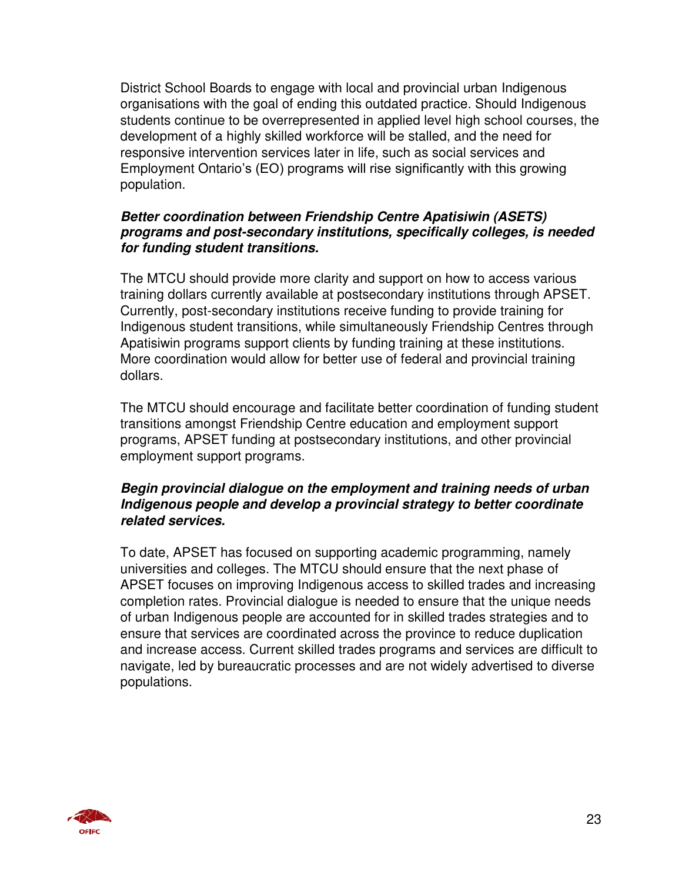District School Boards to engage with local and provincial urban Indigenous organisations with the goal of ending this outdated practice. Should Indigenous students continue to be overrepresented in applied level high school courses, the development of a highly skilled workforce will be stalled, and the need for responsive intervention services later in life, such as social services and Employment Ontario's (EO) programs will rise significantly with this growing population.

***Better coordination between Friendship Centre Apatisiwin (ASETS) programs and post-secondary institutions, specifically colleges, is needed for funding student transitions.***

The MTCU should provide more clarity and support on how to access various training dollars currently available at postsecondary institutions through APSET. Currently, post-secondary institutions receive funding to provide training for Indigenous student transitions, while simultaneously Friendship Centres through Apatisiwin programs support clients by funding training at these institutions. More coordination would allow for better use of federal and provincial training dollars.

The MTCU should encourage and facilitate better coordination of funding student transitions amongst Friendship Centre education and employment support programs, APSET funding at postsecondary institutions, and other provincial employment support programs.

***Begin provincial dialogue on the employment and training needs of urban Indigenous people and develop a provincial strategy to better coordinate related services.***

To date, APSET has focused on supporting academic programming, namely universities and colleges. The MTCU should ensure that the next phase of APSET focuses on improving Indigenous access to skilled trades and increasing completion rates. Provincial dialogue is needed to ensure that the unique needs of urban Indigenous people are accounted for in skilled trades strategies and to ensure that services are coordinated across the province to reduce duplication and increase access. Current skilled trades programs and services are difficult to navigate, led by bureaucratic processes and are not widely advertised to diverse populations.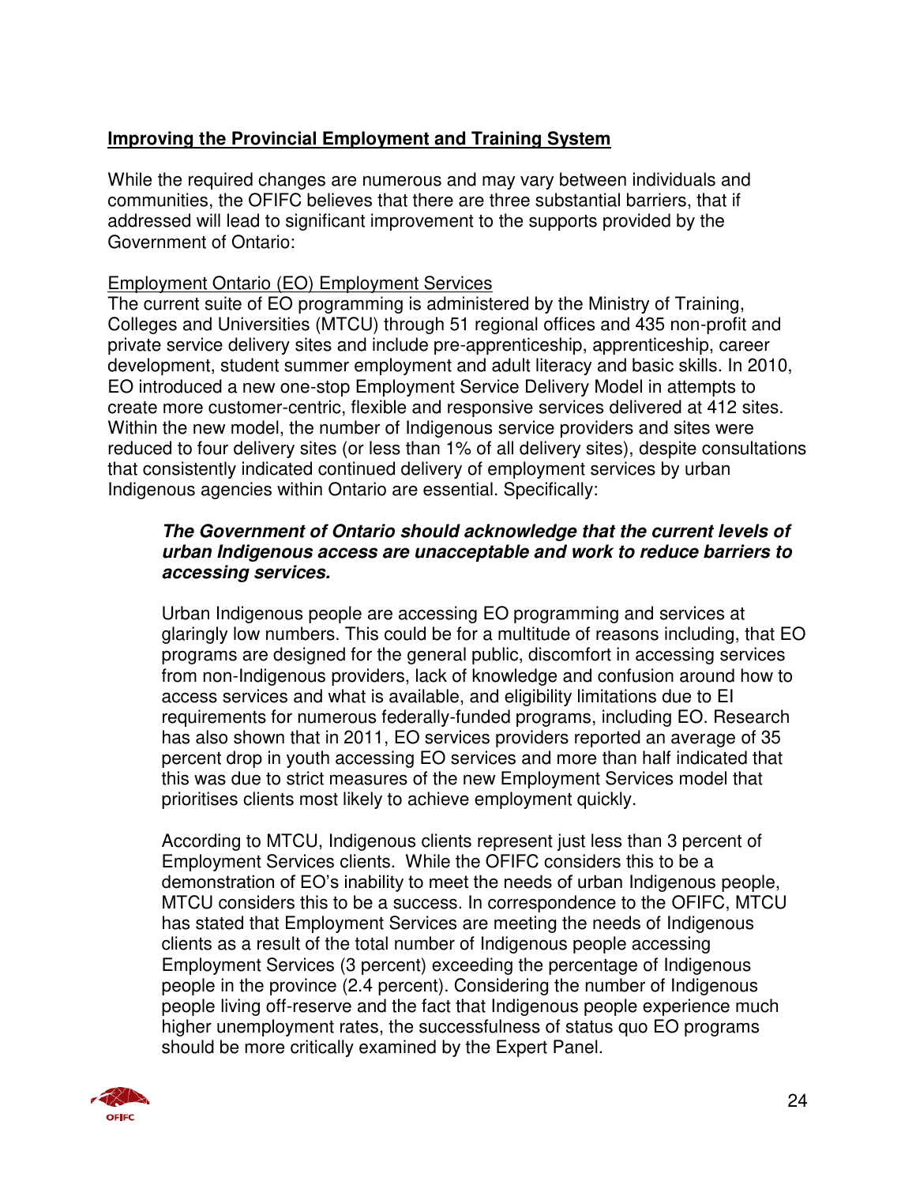## Improving the Provincial Employment and Training System

While the required changes are numerous and may vary between individuals and communities, the OFIFC believes that there are three substantial barriers, that if addressed will lead to significant improvement to the supports provided by the Government of Ontario:

Employment Ontario (EO) Employment Services

The current suite of EO programming is administered by the Ministry of Training, Colleges and Universities (MTCU) through 51 regional offices and 435 non-profit and private service delivery sites and include pre-apprenticeship, apprenticeship, career development, student summer employment and adult literacy and basic skills. In 2010, EO introduced a new one-stop Employment Service Delivery Model in attempts to create more customer-centric, flexible and responsive services delivered at 412 sites. Within the new model, the number of Indigenous service providers and sites were reduced to four delivery sites (or less than 1% of all delivery sites), despite consultations that consistently indicated continued delivery of employment services by urban Indigenous agencies within Ontario are essential. Specifically:

> ***The Government of Ontario should acknowledge that the current levels of urban Indigenous access are unacceptable and work to reduce barriers to accessing services.***
>
> Urban Indigenous people are accessing EO programming and services at glaringly low numbers. This could be for a multitude of reasons including, that EO programs are designed for the general public, discomfort in accessing services from non-Indigenous providers, lack of knowledge and confusion around how to access services and what is available, and eligibility limitations due to EI requirements for numerous federally-funded programs, including EO. Research has also shown that in 2011, EO services providers reported an average of 35 percent drop in youth accessing EO services and more than half indicated that this was due to strict measures of the new Employment Services model that prioritises clients most likely to achieve employment quickly.
>
> According to MTCU, Indigenous clients represent just less than 3 percent of Employment Services clients. While the OFIFC considers this to be a demonstration of EO's inability to meet the needs of urban Indigenous people, MTCU considers this to be a success. In correspondence to the OFIFC, MTCU has stated that Employment Services are meeting the needs of Indigenous clients as a result of the total number of Indigenous people accessing Employment Services (3 percent) exceeding the percentage of Indigenous people in the province (2.4 percent). Considering the number of Indigenous people living off-reserve and the fact that Indigenous people experience much higher unemployment rates, the successfulness of status quo EO programs should be more critically examined by the Expert Panel.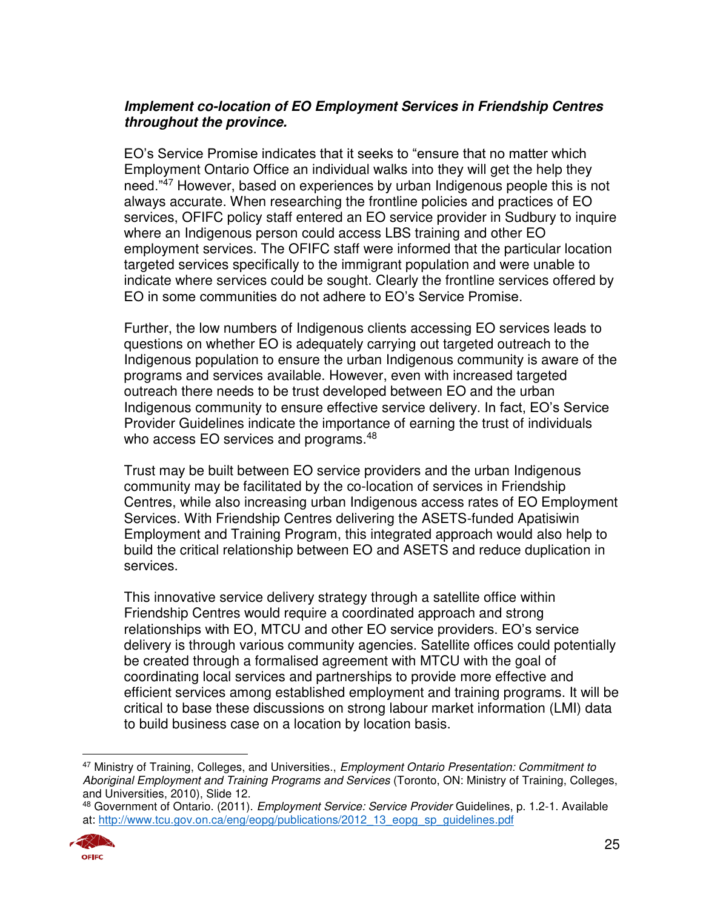***Implement co-location of EO Employment Services in Friendship Centres throughout the province.***

EO's Service Promise indicates that it seeks to "ensure that no matter which Employment Ontario Office an individual walks into they will get the help they need."[47] However, based on experiences by urban Indigenous people this is not always accurate. When researching the frontline policies and practices of EO services, OFIFC policy staff entered an EO service provider in Sudbury to inquire where an Indigenous person could access LBS training and other EO employment services. The OFIFC staff were informed that the particular location targeted services specifically to the immigrant population and were unable to indicate where services could be sought. Clearly the frontline services offered by EO in some communities do not adhere to EO's Service Promise.

Further, the low numbers of Indigenous clients accessing EO services leads to questions on whether EO is adequately carrying out targeted outreach to the Indigenous population to ensure the urban Indigenous community is aware of the programs and services available. However, even with increased targeted outreach there needs to be trust developed between EO and the urban Indigenous community to ensure effective service delivery. In fact, EO's Service Provider Guidelines indicate the importance of earning the trust of individuals who access EO services and programs.[48]

Trust may be built between EO service providers and the urban Indigenous community may be facilitated by the co-location of services in Friendship Centres, while also increasing urban Indigenous access rates of EO Employment Services. With Friendship Centres delivering the ASETS-funded Apatisiwin Employment and Training Program, this integrated approach would also help to build the critical relationship between EO and ASETS and reduce duplication in services.

This innovative service delivery strategy through a satellite office within Friendship Centres would require a coordinated approach and strong relationships with EO, MTCU and other EO service providers. EO's service delivery is through various community agencies. Satellite offices could potentially be created through a formalised agreement with MTCU with the goal of coordinating local services and partnerships to provide more effective and efficient services among established employment and training programs. It will be critical to base these discussions on strong labour market information (LMI) data to build business case on a location by location basis.

---

[47] Ministry of Training, Colleges, and Universities., *Employment Ontario Presentation: Commitment to Aboriginal Employment and Training Programs and Services* (Toronto, ON: Ministry of Training, Colleges, and Universities, 2010), Slide 12.

[48] Government of Ontario. (2011). *Employment Service: Service Provider* Guidelines, p. 1.2-1. Available at: http://www.tcu.gov.on.ca/eng/eopg/publications/2012_13_eopg_sp_guidelines.pdf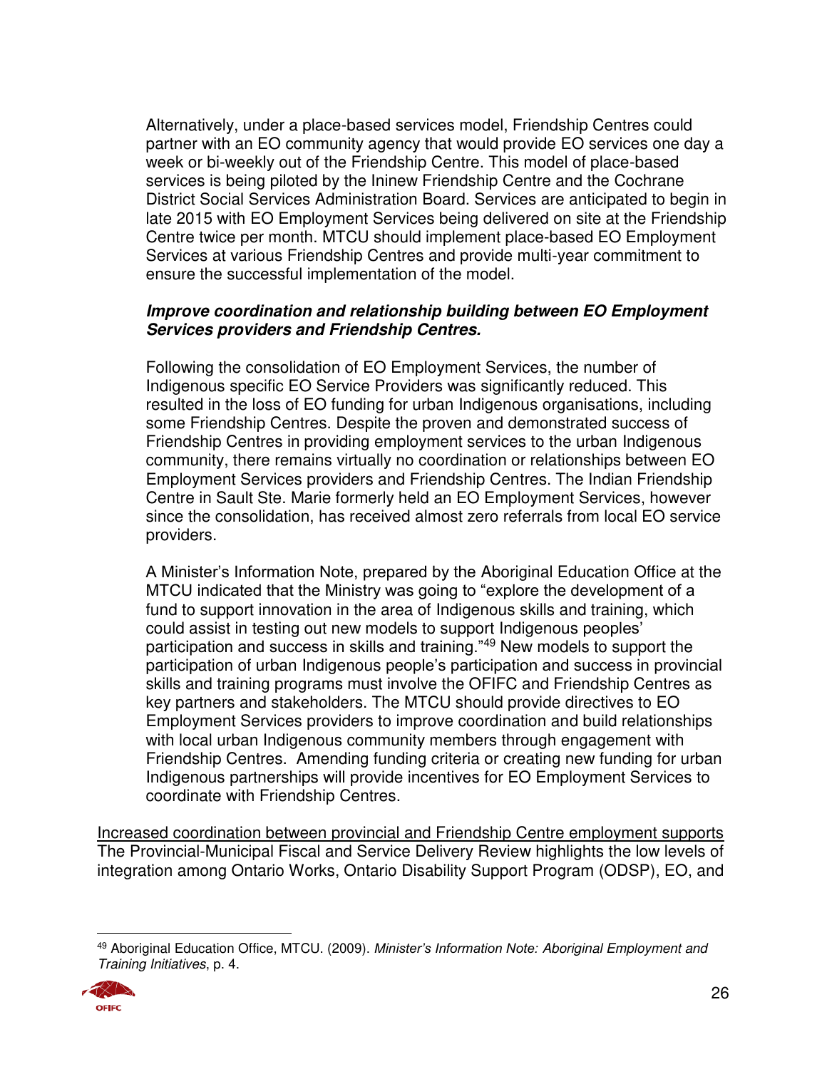Alternatively, under a place-based services model, Friendship Centres could partner with an EO community agency that would provide EO services one day a week or bi-weekly out of the Friendship Centre. This model of place-based services is being piloted by the Ininew Friendship Centre and the Cochrane District Social Services Administration Board. Services are anticipated to begin in late 2015 with EO Employment Services being delivered on site at the Friendship Centre twice per month. MTCU should implement place-based EO Employment Services at various Friendship Centres and provide multi-year commitment to ensure the successful implementation of the model.

***Improve coordination and relationship building between EO Employment Services providers and Friendship Centres.***

Following the consolidation of EO Employment Services, the number of Indigenous specific EO Service Providers was significantly reduced. This resulted in the loss of EO funding for urban Indigenous organisations, including some Friendship Centres. Despite the proven and demonstrated success of Friendship Centres in providing employment services to the urban Indigenous community, there remains virtually no coordination or relationships between EO Employment Services providers and Friendship Centres. The Indian Friendship Centre in Sault Ste. Marie formerly held an EO Employment Services, however since the consolidation, has received almost zero referrals from local EO service providers.

A Minister's Information Note, prepared by the Aboriginal Education Office at the MTCU indicated that the Ministry was going to "explore the development of a fund to support innovation in the area of Indigenous skills and training, which could assist in testing out new models to support Indigenous peoples' participation and success in skills and training."[49] New models to support the participation of urban Indigenous people's participation and success in provincial skills and training programs must involve the OFIFC and Friendship Centres as key partners and stakeholders. The MTCU should provide directives to EO Employment Services providers to improve coordination and build relationships with local urban Indigenous community members through engagement with Friendship Centres. Amending funding criteria or creating new funding for urban Indigenous partnerships will provide incentives for EO Employment Services to coordinate with Friendship Centres.

<u>Increased coordination between provincial and Friendship Centre employment supports</u>

The Provincial-Municipal Fiscal and Service Delivery Review highlights the low levels of integration among Ontario Works, Ontario Disability Support Program (ODSP), EO, and

[49] Aboriginal Education Office, MTCU. (2009). *Minister's Information Note: Aboriginal Employment and Training Initiatives*, p. 4.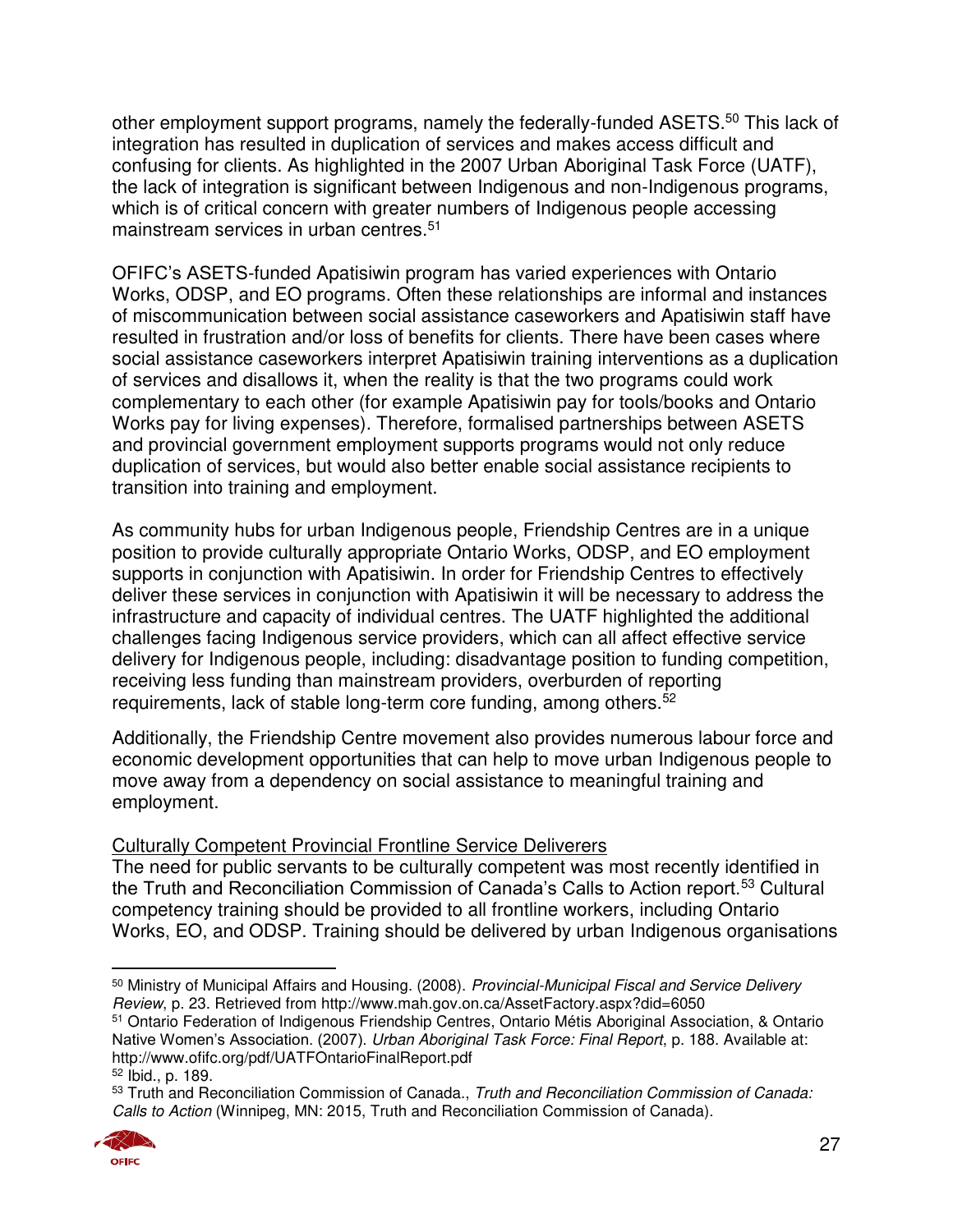other employment support programs, namely the federally-funded ASETS.[50] This lack of integration has resulted in duplication of services and makes access difficult and confusing for clients. As highlighted in the 2007 Urban Aboriginal Task Force (UATF), the lack of integration is significant between Indigenous and non-Indigenous programs, which is of critical concern with greater numbers of Indigenous people accessing mainstream services in urban centres.[51]

OFIFC's ASETS-funded Apatisiwin program has varied experiences with Ontario Works, ODSP, and EO programs. Often these relationships are informal and instances of miscommunication between social assistance caseworkers and Apatisiwin staff have resulted in frustration and/or loss of benefits for clients. There have been cases where social assistance caseworkers interpret Apatisiwin training interventions as a duplication of services and disallows it, when the reality is that the two programs could work complementary to each other (for example Apatisiwin pay for tools/books and Ontario Works pay for living expenses). Therefore, formalised partnerships between ASETS and provincial government employment supports programs would not only reduce duplication of services, but would also better enable social assistance recipients to transition into training and employment.

As community hubs for urban Indigenous people, Friendship Centres are in a unique position to provide culturally appropriate Ontario Works, ODSP, and EO employment supports in conjunction with Apatisiwin. In order for Friendship Centres to effectively deliver these services in conjunction with Apatisiwin it will be necessary to address the infrastructure and capacity of individual centres. The UATF highlighted the additional challenges facing Indigenous service providers, which can all affect effective service delivery for Indigenous people, including: disadvantage position to funding competition, receiving less funding than mainstream providers, overburden of reporting requirements, lack of stable long-term core funding, among others.[52]

Additionally, the Friendship Centre movement also provides numerous labour force and economic development opportunities that can help to move urban Indigenous people to move away from a dependency on social assistance to meaningful training and employment.

<u>Culturally Competent Provincial Frontline Service Deliverers</u>

The need for public servants to be culturally competent was most recently identified in the Truth and Reconciliation Commission of Canada's Calls to Action report.[53] Cultural competency training should be provided to all frontline workers, including Ontario Works, EO, and ODSP. Training should be delivered by urban Indigenous organisations

---

[50] Ministry of Municipal Affairs and Housing. (2008). *Provincial-Municipal Fiscal and Service Delivery Review*, p. 23. Retrieved from http://www.mah.gov.on.ca/AssetFactory.aspx?did=6050

[51] Ontario Federation of Indigenous Friendship Centres, Ontario Métis Aboriginal Association, & Ontario Native Women's Association. (2007). *Urban Aboriginal Task Force: Final Report*, p. 188. Available at: http://www.ofifc.org/pdf/UATFOntarioFinalReport.pdf

[52] Ibid., p. 189.

[53] Truth and Reconciliation Commission of Canada., *Truth and Reconciliation Commission of Canada: Calls to Action* (Winnipeg, MN: 2015, Truth and Reconciliation Commission of Canada).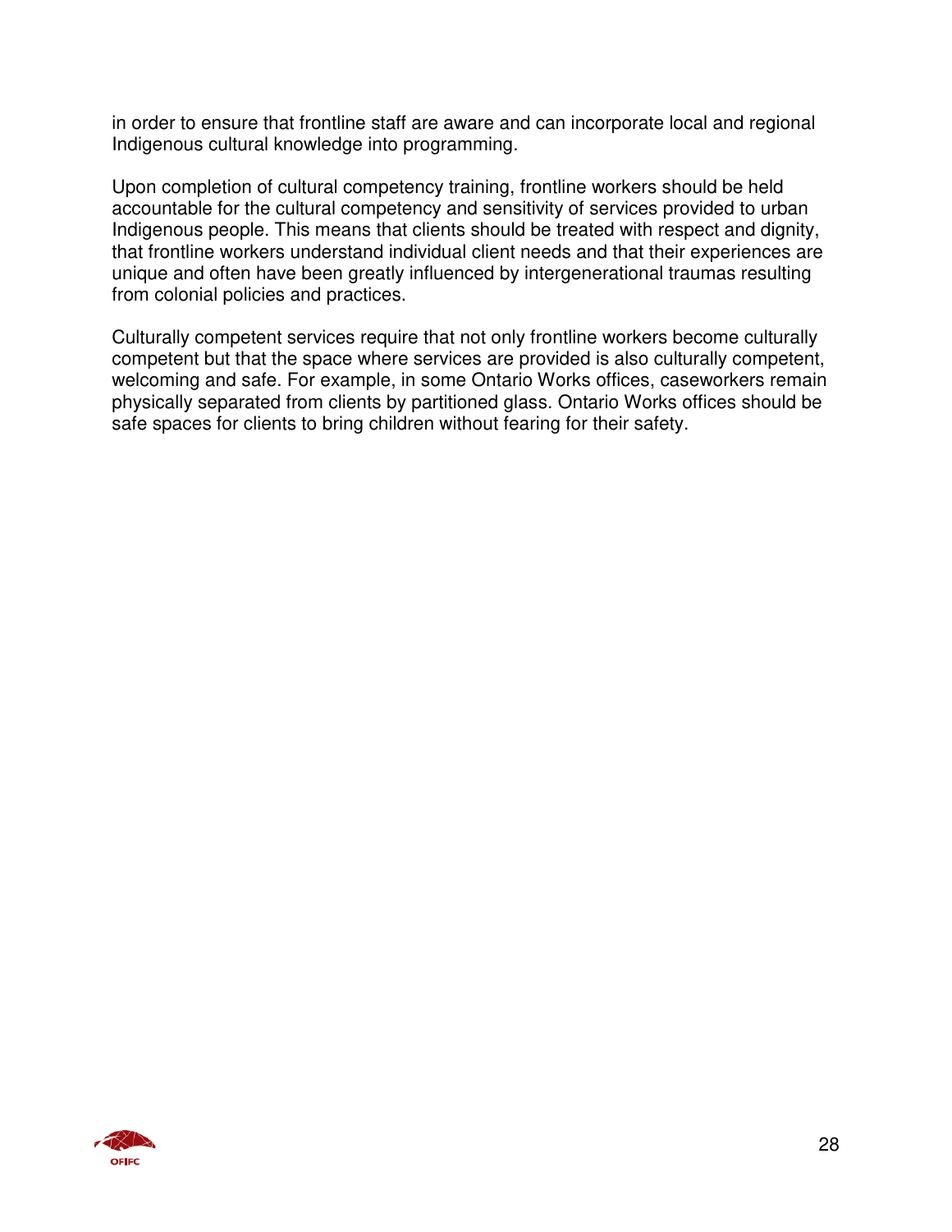in order to ensure that frontline staff are aware and can incorporate local and regional Indigenous cultural knowledge into programming.

Upon completion of cultural competency training, frontline workers should be held accountable for the cultural competency and sensitivity of services provided to urban Indigenous people. This means that clients should be treated with respect and dignity, that frontline workers understand individual client needs and that their experiences are unique and often have been greatly influenced by intergenerational traumas resulting from colonial policies and practices.

Culturally competent services require that not only frontline workers become culturally competent but that the space where services are provided is also culturally competent, welcoming and safe. For example, in some Ontario Works offices, caseworkers remain physically separated from clients by partitioned glass. Ontario Works offices should be safe spaces for clients to bring children without fearing for their safety.